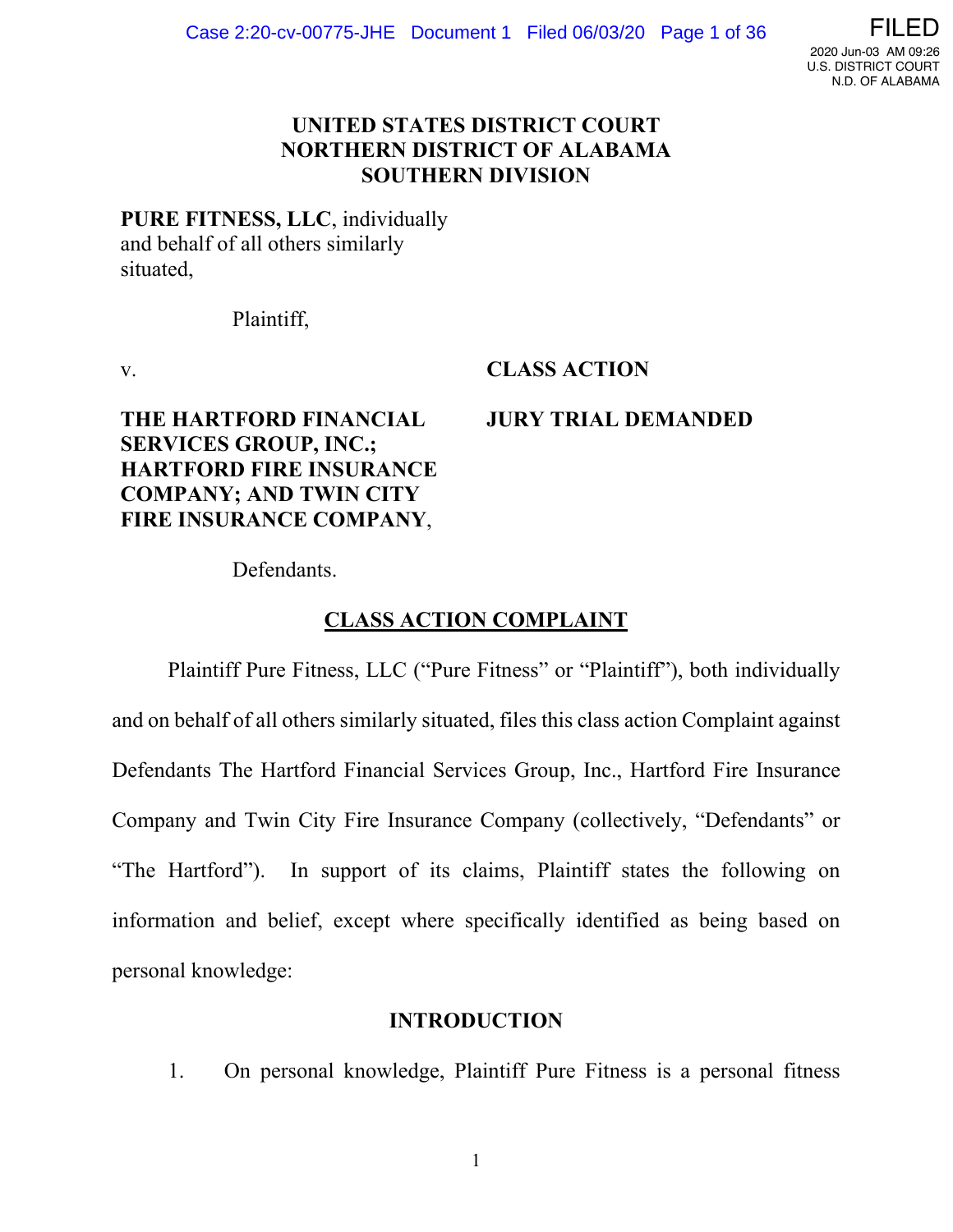# UNITED STATES DISTRICT COURT
# NORTHERN DISTRICT OF ALABAMA
# SOUTHERN DIVISION

**PURE FITNESS, LLC**, individually and behalf of all others similarly situated,

Plaintiff,

v.

**THE HARTFORD FINANCIAL SERVICES GROUP, INC.; HARTFORD FIRE INSURANCE COMPANY; AND TWIN CITY FIRE INSURANCE COMPANY**,

Defendants.

**CLASS ACTION**

**JURY TRIAL DEMANDED**

## CLASS ACTION COMPLAINT

Plaintiff Pure Fitness, LLC ("Pure Fitness" or "Plaintiff"), both individually and on behalf of all others similarly situated, files this class action Complaint against Defendants The Hartford Financial Services Group, Inc., Hartford Fire Insurance Company and Twin City Fire Insurance Company (collectively, "Defendants" or "The Hartford"). In support of its claims, Plaintiff states the following on information and belief, except where specifically identified as being based on personal knowledge:

## INTRODUCTION

1. On personal knowledge, Plaintiff Pure Fitness is a personal fitness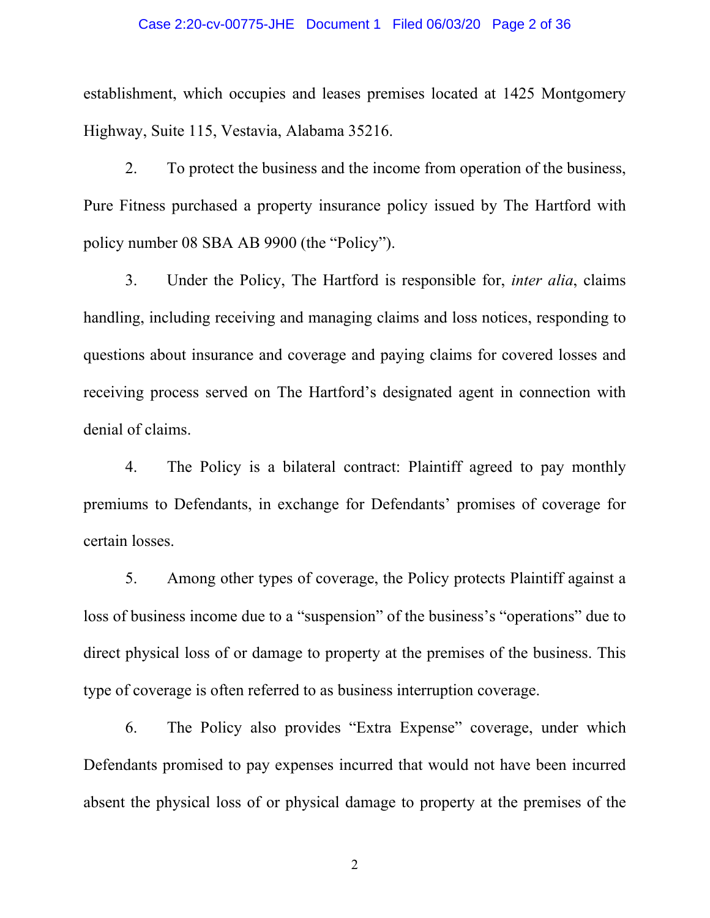establishment, which occupies and leases premises located at 1425 Montgomery Highway, Suite 115, Vestavia, Alabama 35216.

2. To protect the business and the income from operation of the business, Pure Fitness purchased a property insurance policy issued by The Hartford with policy number 08 SBA AB 9900 (the "Policy").

3. Under the Policy, The Hartford is responsible for, *inter alia*, claims handling, including receiving and managing claims and loss notices, responding to questions about insurance and coverage and paying claims for covered losses and receiving process served on The Hartford's designated agent in connection with denial of claims.

4. The Policy is a bilateral contract: Plaintiff agreed to pay monthly premiums to Defendants, in exchange for Defendants' promises of coverage for certain losses.

5. Among other types of coverage, the Policy protects Plaintiff against a loss of business income due to a "suspension" of the business's "operations" due to direct physical loss of or damage to property at the premises of the business. This type of coverage is often referred to as business interruption coverage.

6. The Policy also provides "Extra Expense" coverage, under which Defendants promised to pay expenses incurred that would not have been incurred absent the physical loss of or physical damage to property at the premises of the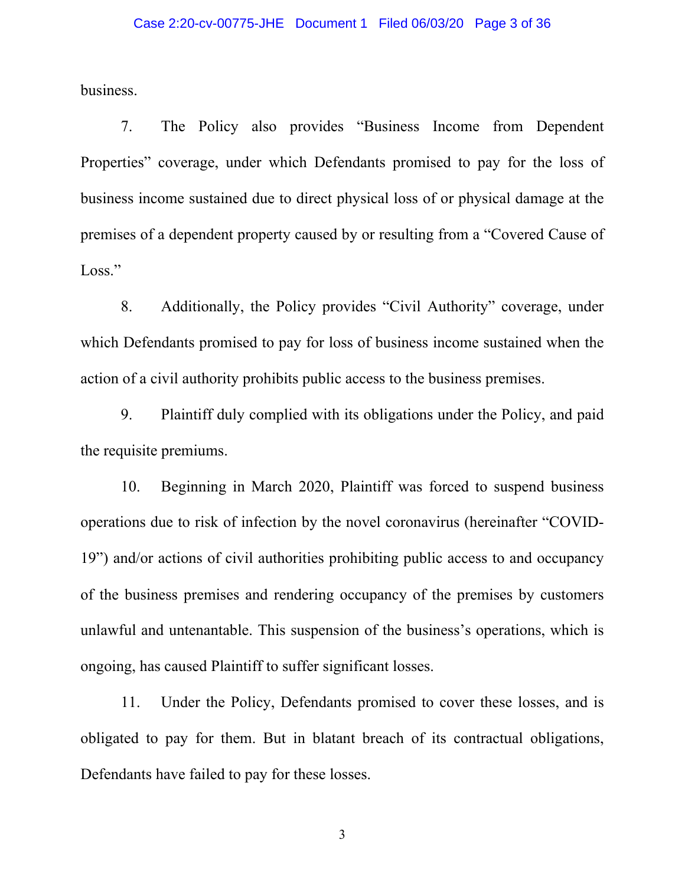business.

7. The Policy also provides "Business Income from Dependent Properties" coverage, under which Defendants promised to pay for the loss of business income sustained due to direct physical loss of or physical damage at the premises of a dependent property caused by or resulting from a "Covered Cause of Loss."

8. Additionally, the Policy provides "Civil Authority" coverage, under which Defendants promised to pay for loss of business income sustained when the action of a civil authority prohibits public access to the business premises.

9. Plaintiff duly complied with its obligations under the Policy, and paid the requisite premiums.

10. Beginning in March 2020, Plaintiff was forced to suspend business operations due to risk of infection by the novel coronavirus (hereinafter "COVID-19") and/or actions of civil authorities prohibiting public access to and occupancy of the business premises and rendering occupancy of the premises by customers unlawful and untenantable. This suspension of the business's operations, which is ongoing, has caused Plaintiff to suffer significant losses.

11. Under the Policy, Defendants promised to cover these losses, and is obligated to pay for them. But in blatant breach of its contractual obligations, Defendants have failed to pay for these losses.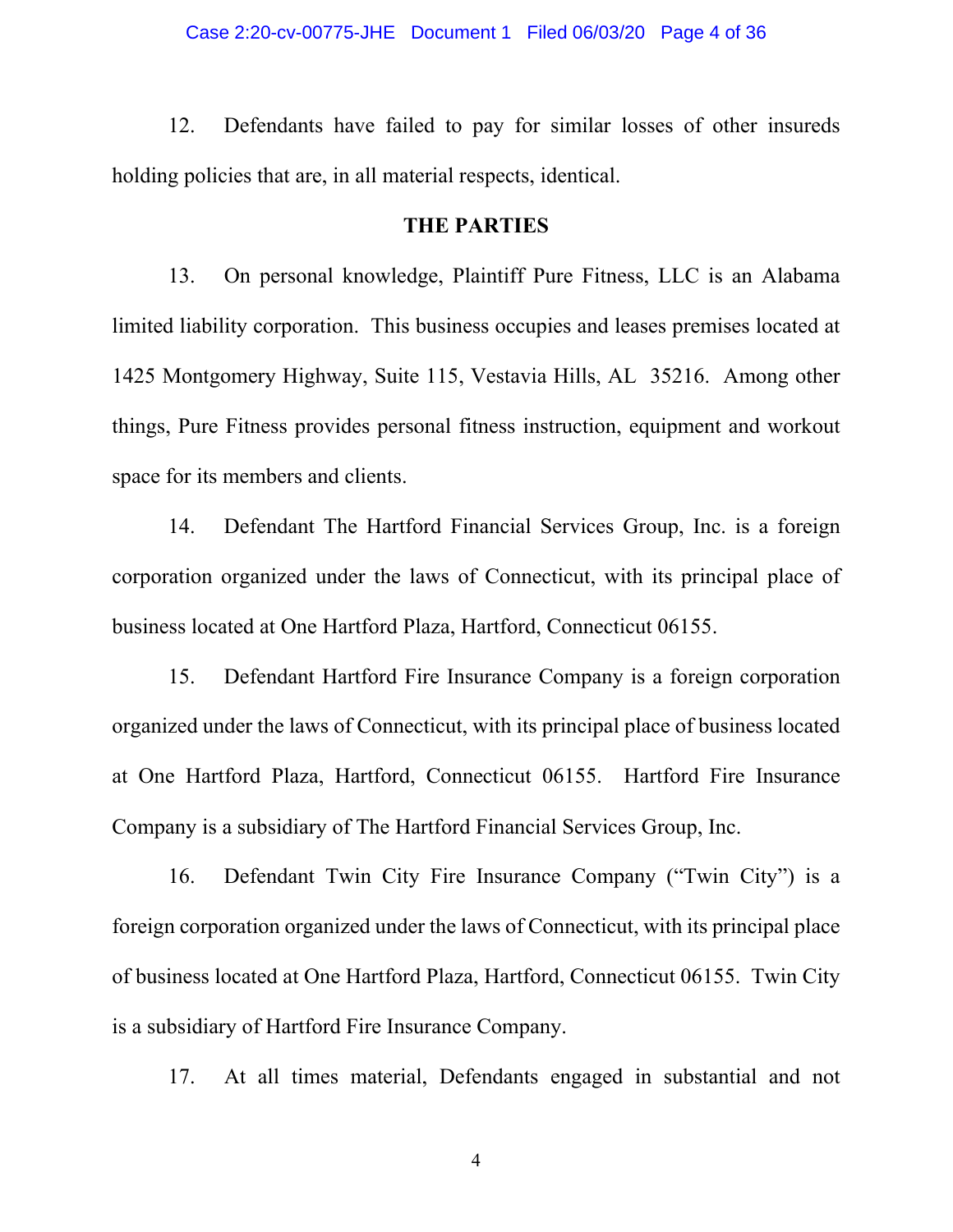12. Defendants have failed to pay for similar losses of other insureds holding policies that are, in all material respects, identical.

## THE PARTIES

13. On personal knowledge, Plaintiff Pure Fitness, LLC is an Alabama limited liability corporation. This business occupies and leases premises located at 1425 Montgomery Highway, Suite 115, Vestavia Hills, AL 35216. Among other things, Pure Fitness provides personal fitness instruction, equipment and workout space for its members and clients.

14. Defendant The Hartford Financial Services Group, Inc. is a foreign corporation organized under the laws of Connecticut, with its principal place of business located at One Hartford Plaza, Hartford, Connecticut 06155.

15. Defendant Hartford Fire Insurance Company is a foreign corporation organized under the laws of Connecticut, with its principal place of business located at One Hartford Plaza, Hartford, Connecticut 06155. Hartford Fire Insurance Company is a subsidiary of The Hartford Financial Services Group, Inc.

16. Defendant Twin City Fire Insurance Company ("Twin City") is a foreign corporation organized under the laws of Connecticut, with its principal place of business located at One Hartford Plaza, Hartford, Connecticut 06155. Twin City is a subsidiary of Hartford Fire Insurance Company.

17. At all times material, Defendants engaged in substantial and not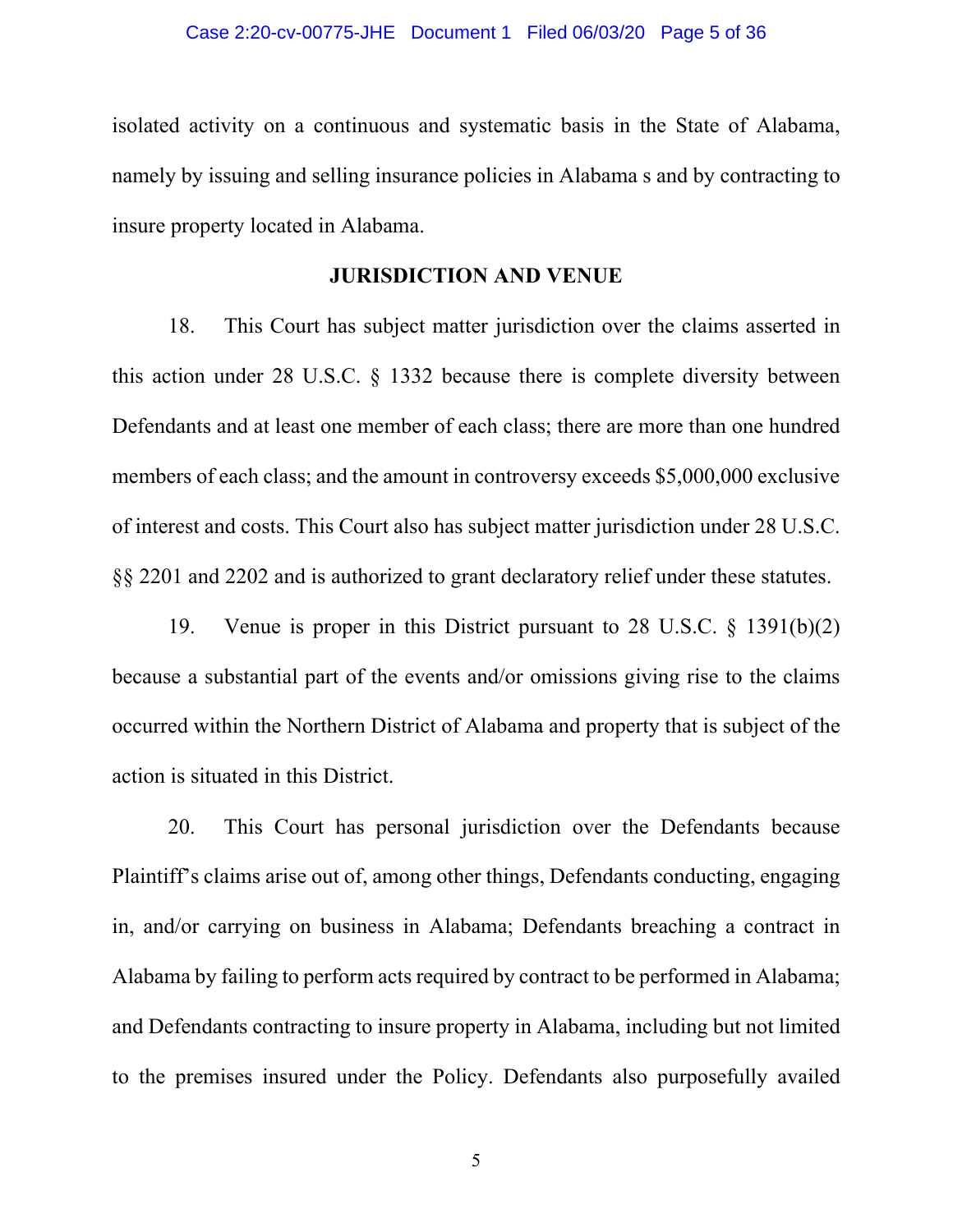isolated activity on a continuous and systematic basis in the State of Alabama, namely by issuing and selling insurance policies in Alabama s and by contracting to insure property located in Alabama.

## JURISDICTION AND VENUE

18. This Court has subject matter jurisdiction over the claims asserted in this action under 28 U.S.C. § 1332 because there is complete diversity between Defendants and at least one member of each class; there are more than one hundred members of each class; and the amount in controversy exceeds $5,000,000 exclusive of interest and costs. This Court also has subject matter jurisdiction under 28 U.S.C. §§ 2201 and 2202 and is authorized to grant declaratory relief under these statutes.

19. Venue is proper in this District pursuant to 28 U.S.C. § 1391(b)(2) because a substantial part of the events and/or omissions giving rise to the claims occurred within the Northern District of Alabama and property that is subject of the action is situated in this District.

20. This Court has personal jurisdiction over the Defendants because Plaintiff's claims arise out of, among other things, Defendants conducting, engaging in, and/or carrying on business in Alabama; Defendants breaching a contract in Alabama by failing to perform acts required by contract to be performed in Alabama; and Defendants contracting to insure property in Alabama, including but not limited to the premises insured under the Policy. Defendants also purposefully availed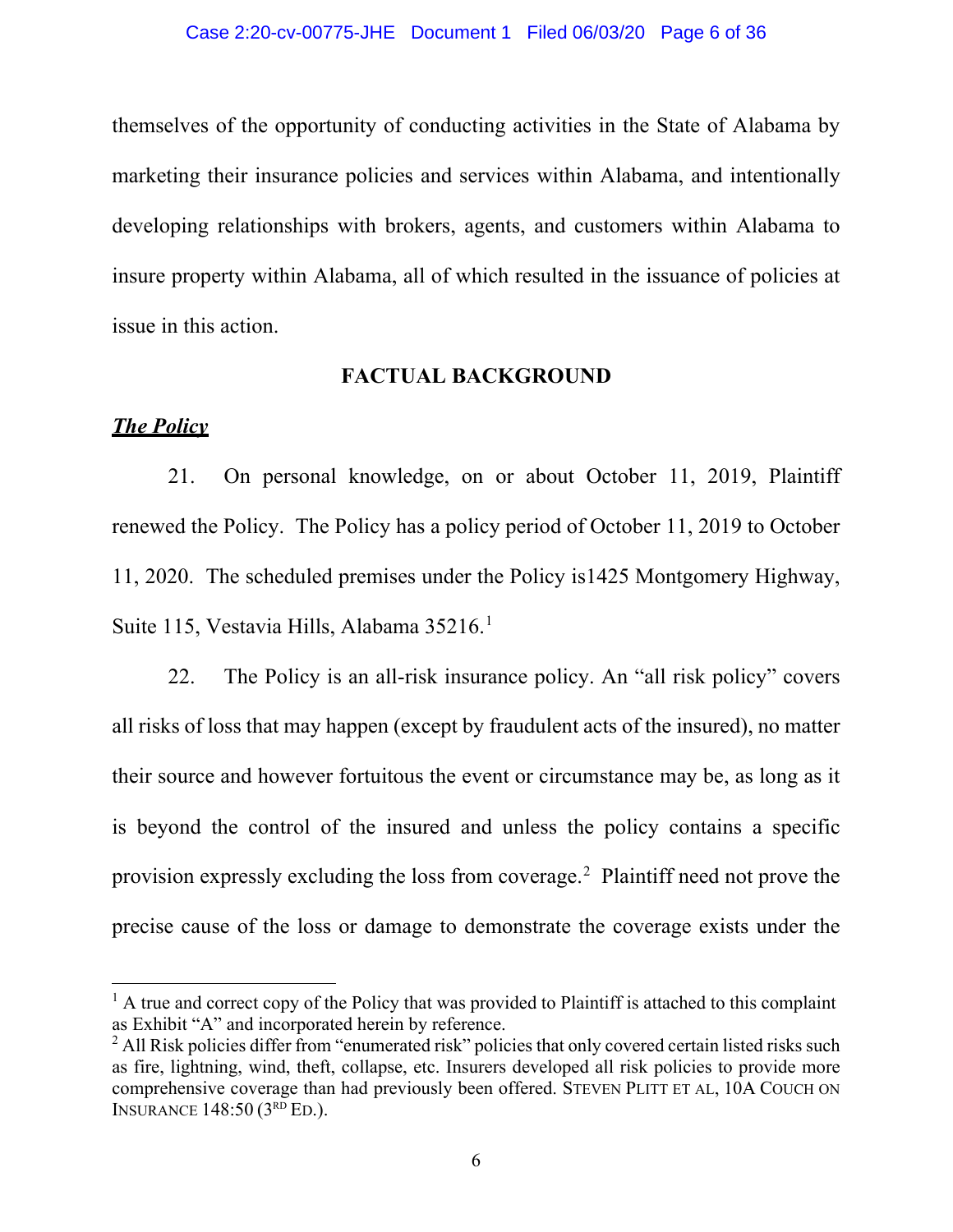themselves of the opportunity of conducting activities in the State of Alabama by marketing their insurance policies and services within Alabama, and intentionally developing relationships with brokers, agents, and customers within Alabama to insure property within Alabama, all of which resulted in the issuance of policies at issue in this action.

## FACTUAL BACKGROUND

***The Policy***

21. On personal knowledge, on or about October 11, 2019, Plaintiff renewed the Policy. The Policy has a policy period of October 11, 2019 to October 11, 2020. The scheduled premises under the Policy is1425 Montgomery Highway, Suite 115, Vestavia Hills, Alabama 35216.[1]

22. The Policy is an all-risk insurance policy. An "all risk policy" covers all risks of loss that may happen (except by fraudulent acts of the insured), no matter their source and however fortuitous the event or circumstance may be, as long as it is beyond the control of the insured and unless the policy contains a specific provision expressly excluding the loss from coverage.[2] Plaintiff need not prove the precise cause of the loss or damage to demonstrate the coverage exists under the

---

[1] A true and correct copy of the Policy that was provided to Plaintiff is attached to this complaint as Exhibit "A" and incorporated herein by reference.

[2] All Risk policies differ from "enumerated risk" policies that only covered certain listed risks such as fire, lightning, wind, theft, collapse, etc. Insurers developed all risk policies to provide more comprehensive coverage than had previously been offered. STEVEN PLITT ET AL, 10A COUCH ON INSURANCE 148:50 (3RD ED.).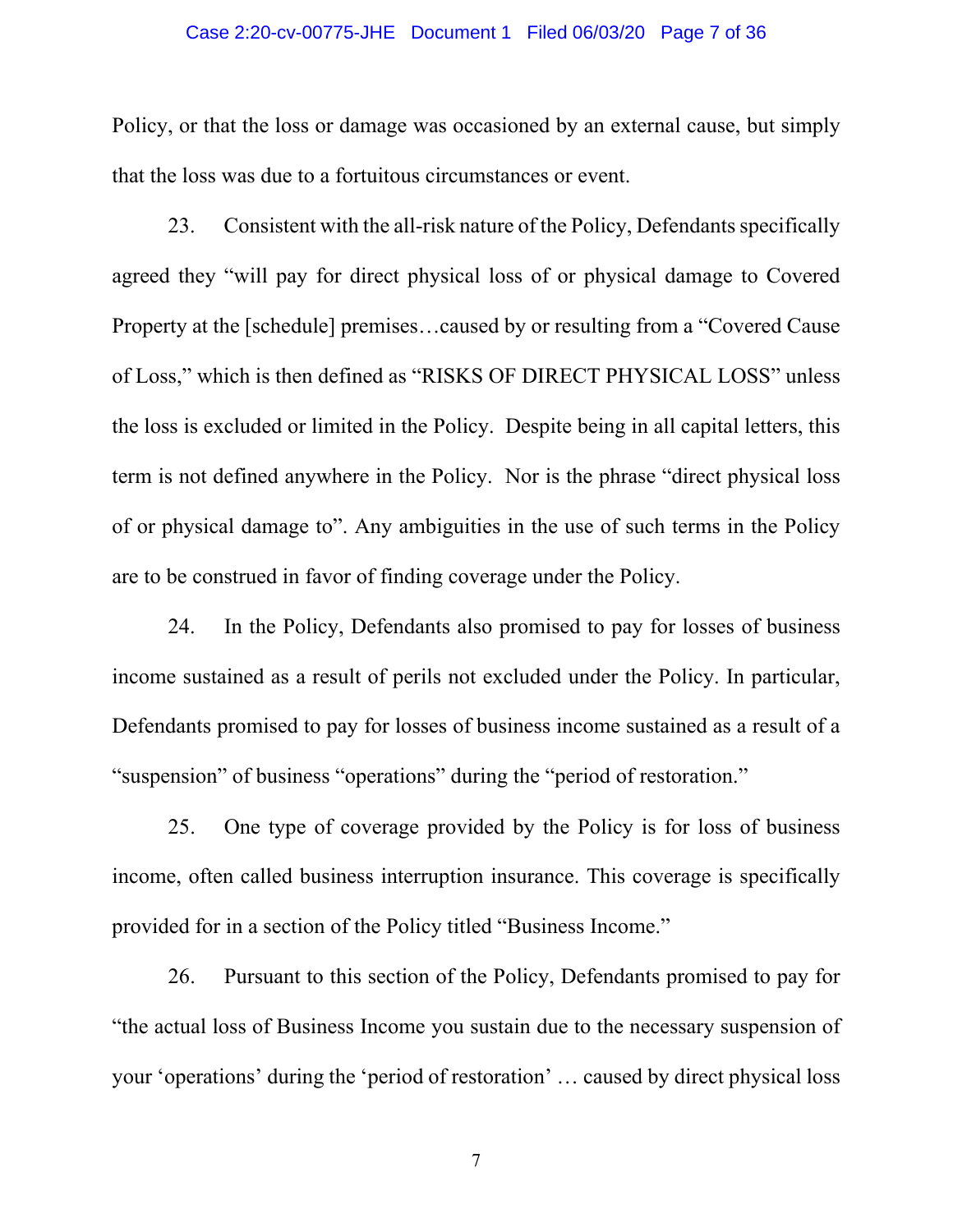Policy, or that the loss or damage was occasioned by an external cause, but simply that the loss was due to a fortuitous circumstances or event.

23. Consistent with the all-risk nature of the Policy, Defendants specifically agreed they "will pay for direct physical loss of or physical damage to Covered Property at the [schedule] premises…caused by or resulting from a "Covered Cause of Loss," which is then defined as "RISKS OF DIRECT PHYSICAL LOSS" unless the loss is excluded or limited in the Policy. Despite being in all capital letters, this term is not defined anywhere in the Policy. Nor is the phrase "direct physical loss of or physical damage to". Any ambiguities in the use of such terms in the Policy are to be construed in favor of finding coverage under the Policy.

24. In the Policy, Defendants also promised to pay for losses of business income sustained as a result of perils not excluded under the Policy. In particular, Defendants promised to pay for losses of business income sustained as a result of a "suspension" of business "operations" during the "period of restoration."

25. One type of coverage provided by the Policy is for loss of business income, often called business interruption insurance. This coverage is specifically provided for in a section of the Policy titled "Business Income."

26. Pursuant to this section of the Policy, Defendants promised to pay for "the actual loss of Business Income you sustain due to the necessary suspension of your 'operations' during the 'period of restoration' … caused by direct physical loss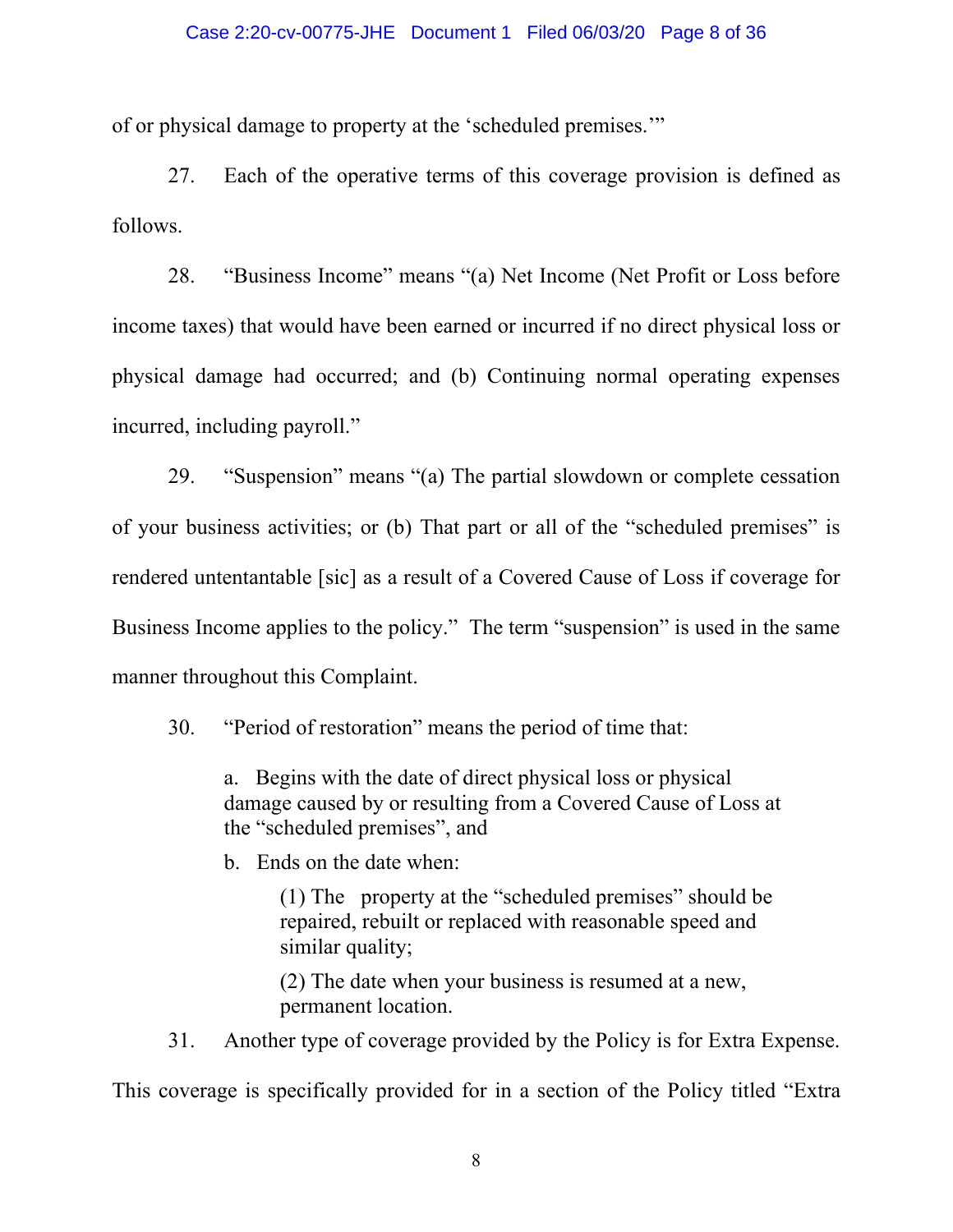of or physical damage to property at the 'scheduled premises.'"

27. Each of the operative terms of this coverage provision is defined as follows.

28. "Business Income" means "(a) Net Income (Net Profit or Loss before income taxes) that would have been earned or incurred if no direct physical loss or physical damage had occurred; and (b) Continuing normal operating expenses incurred, including payroll."

29. "Suspension" means "(a) The partial slowdown or complete cessation of your business activities; or (b) That part or all of the "scheduled premises" is rendered untentantable [sic] as a result of a Covered Cause of Loss if coverage for Business Income applies to the policy." The term "suspension" is used in the same manner throughout this Complaint.

30. "Period of restoration" means the period of time that:

> a. Begins with the date of direct physical loss or physical damage caused by or resulting from a Covered Cause of Loss at the "scheduled premises", and
>
> b. Ends on the date when:
>
> > (1) The property at the "scheduled premises" should be repaired, rebuilt or replaced with reasonable speed and similar quality;
> >
> > (2) The date when your business is resumed at a new, permanent location.

31. Another type of coverage provided by the Policy is for Extra Expense. This coverage is specifically provided for in a section of the Policy titled "Extra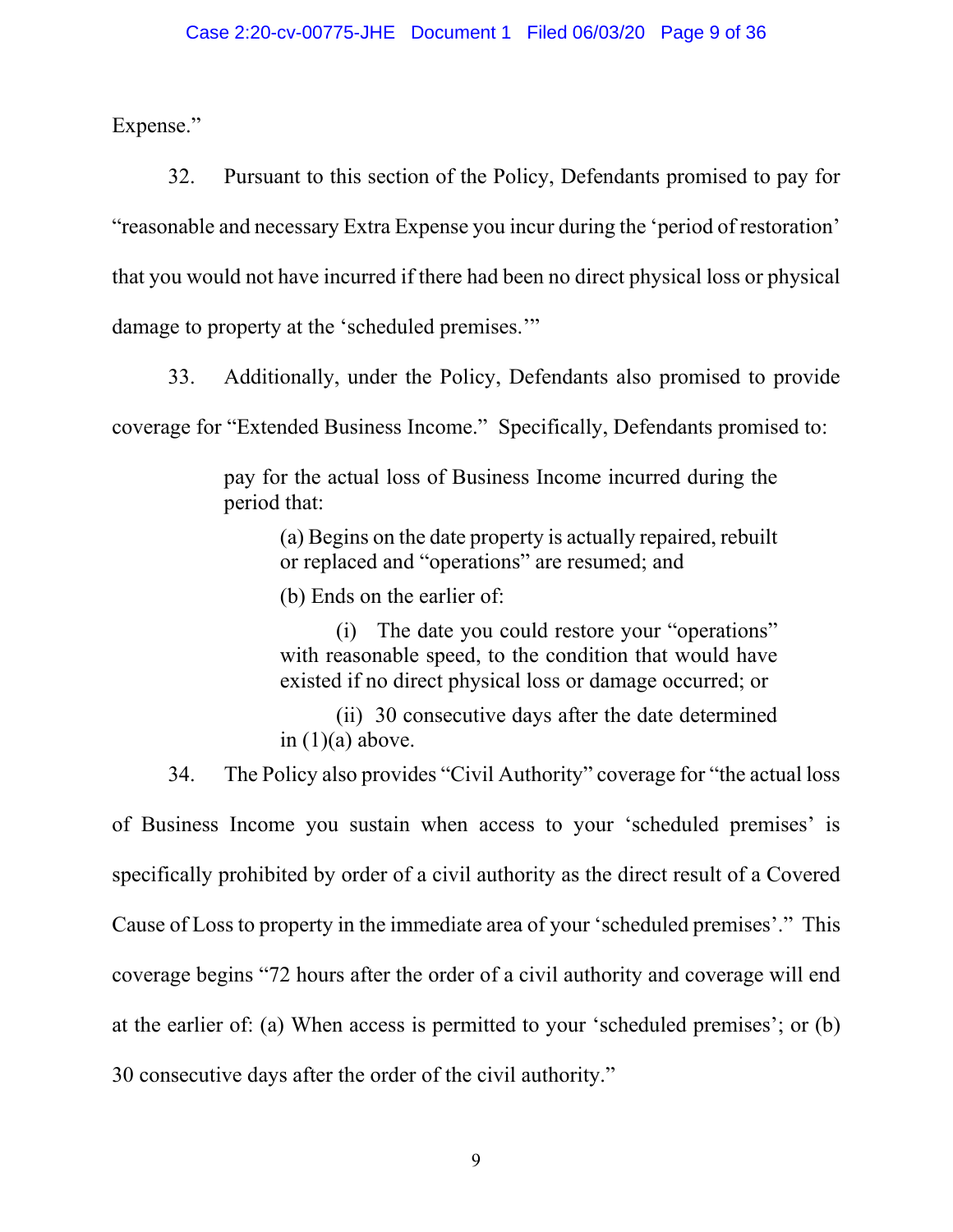Expense."

32. Pursuant to this section of the Policy, Defendants promised to pay for "reasonable and necessary Extra Expense you incur during the 'period of restoration' that you would not have incurred if there had been no direct physical loss or physical damage to property at the 'scheduled premises.'"

33. Additionally, under the Policy, Defendants also promised to provide coverage for "Extended Business Income." Specifically, Defendants promised to:

> pay for the actual loss of Business Income incurred during the period that:
>
> > (a) Begins on the date property is actually repaired, rebuilt or replaced and "operations" are resumed; and
> >
> > (b) Ends on the earlier of:
> >
> > > (i) The date you could restore your "operations" with reasonable speed, to the condition that would have existed if no direct physical loss or damage occurred; or
> > >
> > > (ii) 30 consecutive days after the date determined in (1)(a) above.

34. The Policy also provides "Civil Authority" coverage for "the actual loss of Business Income you sustain when access to your 'scheduled premises' is specifically prohibited by order of a civil authority as the direct result of a Covered Cause of Loss to property in the immediate area of your 'scheduled premises'." This coverage begins "72 hours after the order of a civil authority and coverage will end at the earlier of: (a) When access is permitted to your 'scheduled premises'; or (b) 30 consecutive days after the order of the civil authority."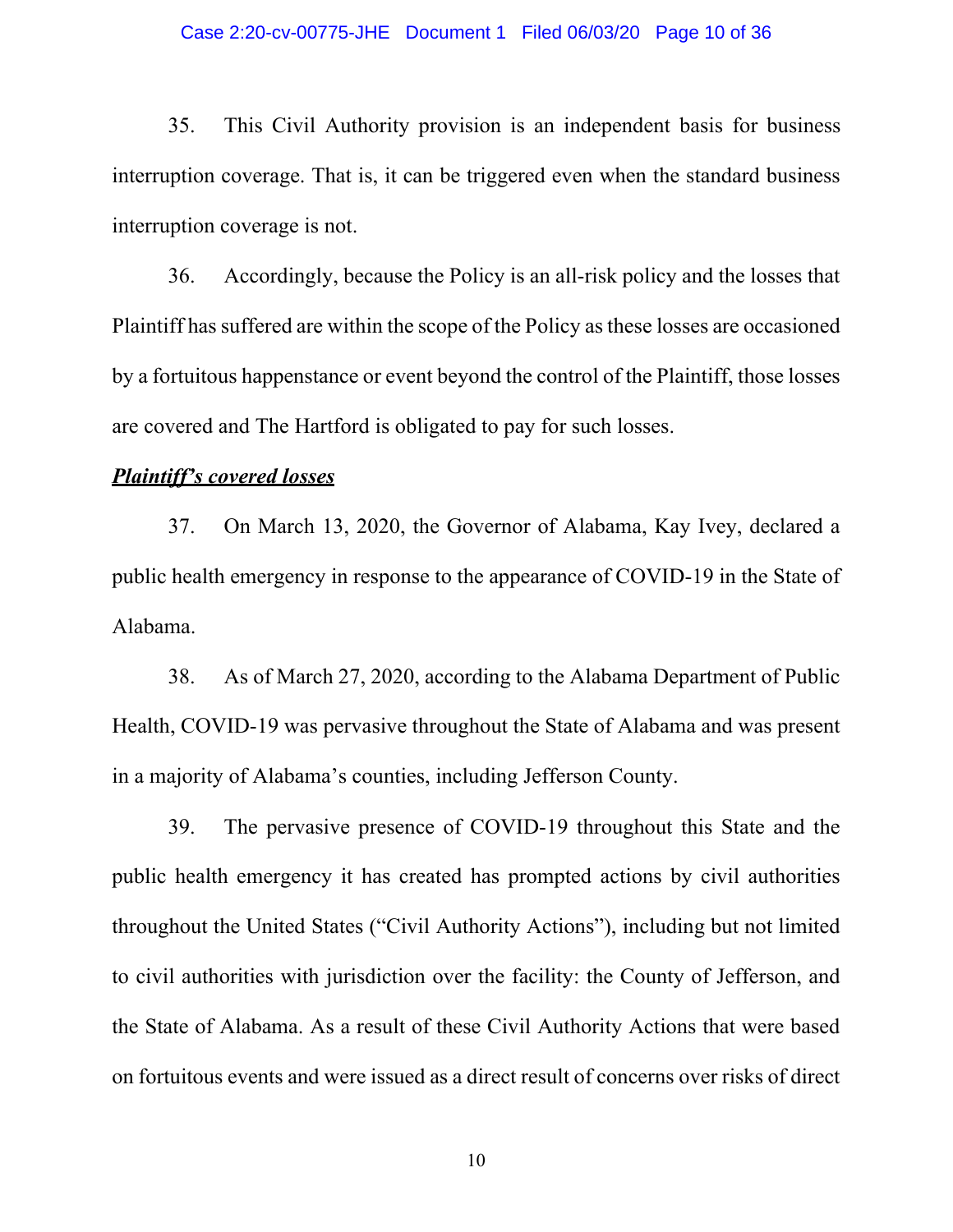35. This Civil Authority provision is an independent basis for business interruption coverage. That is, it can be triggered even when the standard business interruption coverage is not.

36. Accordingly, because the Policy is an all-risk policy and the losses that Plaintiff has suffered are within the scope of the Policy as these losses are occasioned by a fortuitous happenstance or event beyond the control of the Plaintiff, those losses are covered and The Hartford is obligated to pay for such losses.

***Plaintiff's covered losses***

37. On March 13, 2020, the Governor of Alabama, Kay Ivey, declared a public health emergency in response to the appearance of COVID-19 in the State of Alabama.

38. As of March 27, 2020, according to the Alabama Department of Public Health, COVID-19 was pervasive throughout the State of Alabama and was present in a majority of Alabama's counties, including Jefferson County.

39. The pervasive presence of COVID-19 throughout this State and the public health emergency it has created has prompted actions by civil authorities throughout the United States ("Civil Authority Actions"), including but not limited to civil authorities with jurisdiction over the facility: the County of Jefferson, and the State of Alabama. As a result of these Civil Authority Actions that were based on fortuitous events and were issued as a direct result of concerns over risks of direct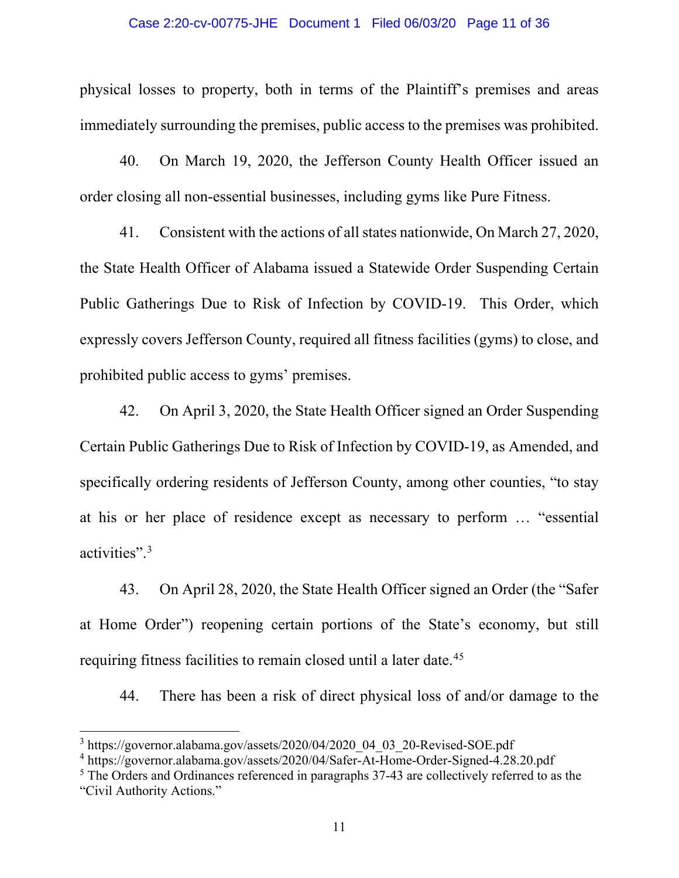physical losses to property, both in terms of the Plaintiff's premises and areas immediately surrounding the premises, public access to the premises was prohibited.

40. On March 19, 2020, the Jefferson County Health Officer issued an order closing all non-essential businesses, including gyms like Pure Fitness.

41. Consistent with the actions of all states nationwide, On March 27, 2020, the State Health Officer of Alabama issued a Statewide Order Suspending Certain Public Gatherings Due to Risk of Infection by COVID-19. This Order, which expressly covers Jefferson County, required all fitness facilities (gyms) to close, and prohibited public access to gyms' premises.

42. On April 3, 2020, the State Health Officer signed an Order Suspending Certain Public Gatherings Due to Risk of Infection by COVID-19, as Amended, and specifically ordering residents of Jefferson County, among other counties, "to stay at his or her place of residence except as necessary to perform … "essential activities".[3]

43. On April 28, 2020, the State Health Officer signed an Order (the "Safer at Home Order") reopening certain portions of the State's economy, but still requiring fitness facilities to remain closed until a later date.[45]

44. There has been a risk of direct physical loss of and/or damage to the

[3] https://governor.alabama.gov/assets/2020/04/2020_04_03_20-Revised-SOE.pdf

[4] https://governor.alabama.gov/assets/2020/04/Safer-At-Home-Order-Signed-4.28.20.pdf

[5] The Orders and Ordinances referenced in paragraphs 37-43 are collectively referred to as the "Civil Authority Actions."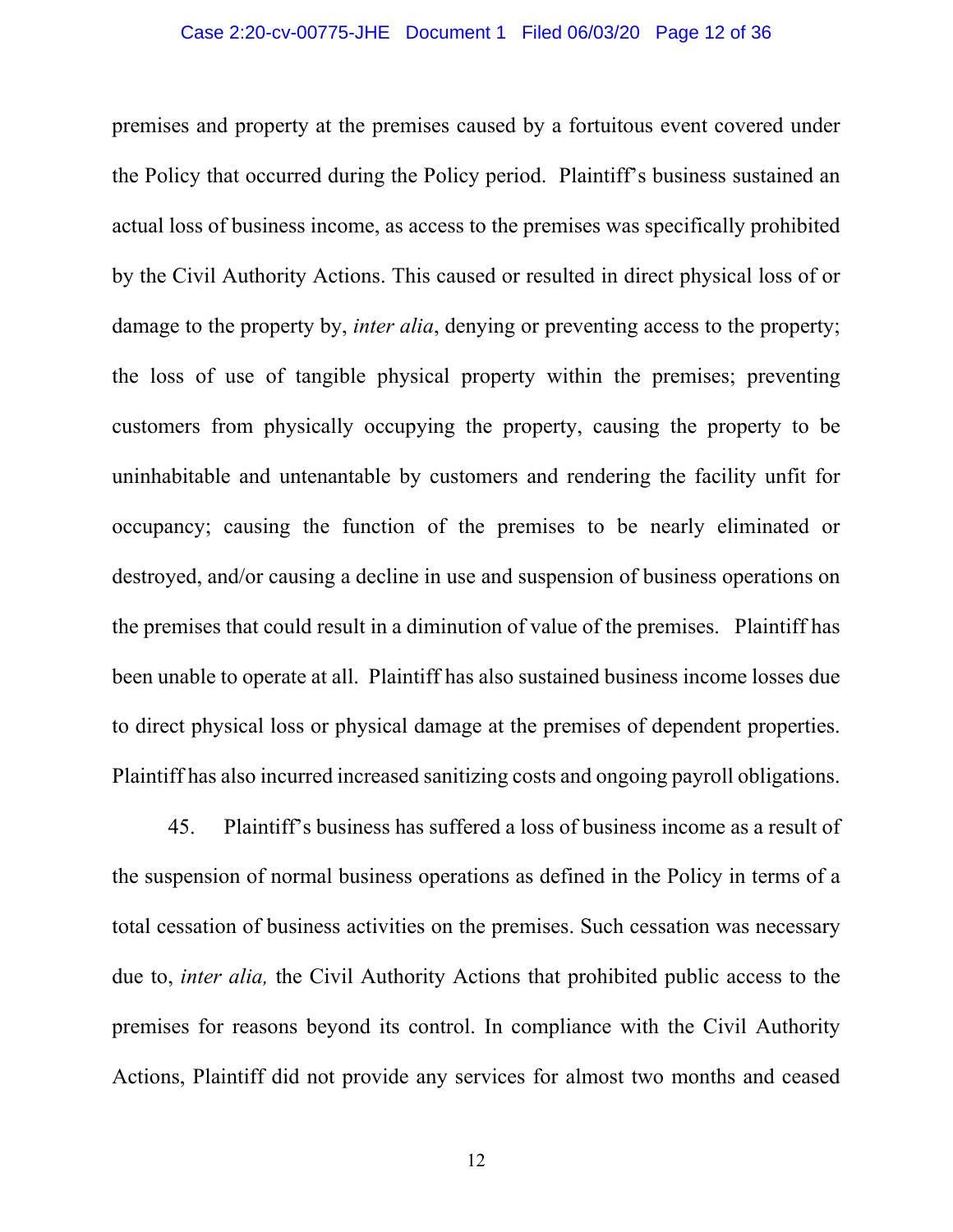premises and property at the premises caused by a fortuitous event covered under the Policy that occurred during the Policy period. Plaintiff's business sustained an actual loss of business income, as access to the premises was specifically prohibited by the Civil Authority Actions. This caused or resulted in direct physical loss of or damage to the property by, *inter alia*, denying or preventing access to the property; the loss of use of tangible physical property within the premises; preventing customers from physically occupying the property, causing the property to be uninhabitable and untenantable by customers and rendering the facility unfit for occupancy; causing the function of the premises to be nearly eliminated or destroyed, and/or causing a decline in use and suspension of business operations on the premises that could result in a diminution of value of the premises. Plaintiff has been unable to operate at all. Plaintiff has also sustained business income losses due to direct physical loss or physical damage at the premises of dependent properties. Plaintiff has also incurred increased sanitizing costs and ongoing payroll obligations.

45. Plaintiff's business has suffered a loss of business income as a result of the suspension of normal business operations as defined in the Policy in terms of a total cessation of business activities on the premises. Such cessation was necessary due to, *inter alia,* the Civil Authority Actions that prohibited public access to the premises for reasons beyond its control. In compliance with the Civil Authority Actions, Plaintiff did not provide any services for almost two months and ceased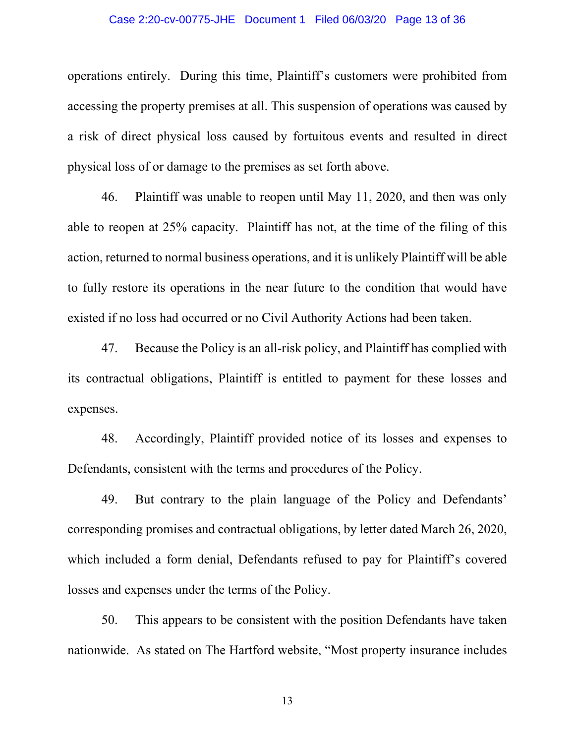operations entirely. During this time, Plaintiff's customers were prohibited from accessing the property premises at all. This suspension of operations was caused by a risk of direct physical loss caused by fortuitous events and resulted in direct physical loss of or damage to the premises as set forth above.

46. Plaintiff was unable to reopen until May 11, 2020, and then was only able to reopen at 25% capacity. Plaintiff has not, at the time of the filing of this action, returned to normal business operations, and it is unlikely Plaintiff will be able to fully restore its operations in the near future to the condition that would have existed if no loss had occurred or no Civil Authority Actions had been taken.

47. Because the Policy is an all-risk policy, and Plaintiff has complied with its contractual obligations, Plaintiff is entitled to payment for these losses and expenses.

48. Accordingly, Plaintiff provided notice of its losses and expenses to Defendants, consistent with the terms and procedures of the Policy.

49. But contrary to the plain language of the Policy and Defendants' corresponding promises and contractual obligations, by letter dated March 26, 2020, which included a form denial, Defendants refused to pay for Plaintiff's covered losses and expenses under the terms of the Policy.

50. This appears to be consistent with the position Defendants have taken nationwide. As stated on The Hartford website, "Most property insurance includes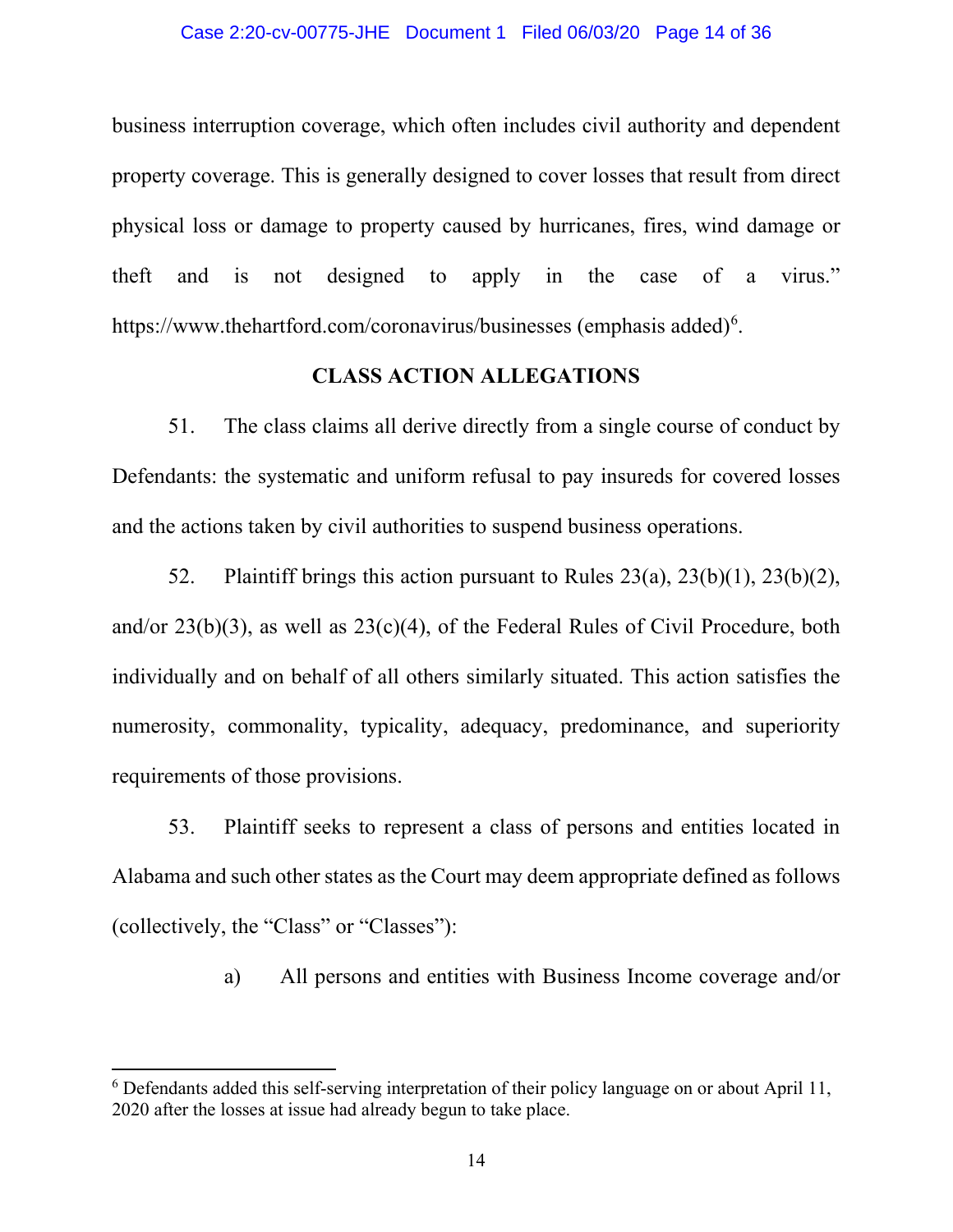business interruption coverage, which often includes civil authority and dependent property coverage. This is generally designed to cover losses that result from direct physical loss or damage to property caused by hurricanes, fires, wind damage or theft and is not designed to apply in the case of a virus." https://www.thehartford.com/coronavirus/businesses (emphasis added)[6].

## CLASS ACTION ALLEGATIONS

51. The class claims all derive directly from a single course of conduct by Defendants: the systematic and uniform refusal to pay insureds for covered losses and the actions taken by civil authorities to suspend business operations.

52. Plaintiff brings this action pursuant to Rules 23(a), 23(b)(1), 23(b)(2), and/or 23(b)(3), as well as 23(c)(4), of the Federal Rules of Civil Procedure, both individually and on behalf of all others similarly situated. This action satisfies the numerosity, commonality, typicality, adequacy, predominance, and superiority requirements of those provisions.

53. Plaintiff seeks to represent a class of persons and entities located in Alabama and such other states as the Court may deem appropriate defined as follows (collectively, the "Class" or "Classes"):

a) All persons and entities with Business Income coverage and/or

---

[6] Defendants added this self-serving interpretation of their policy language on or about April 11, 2020 after the losses at issue had already begun to take place.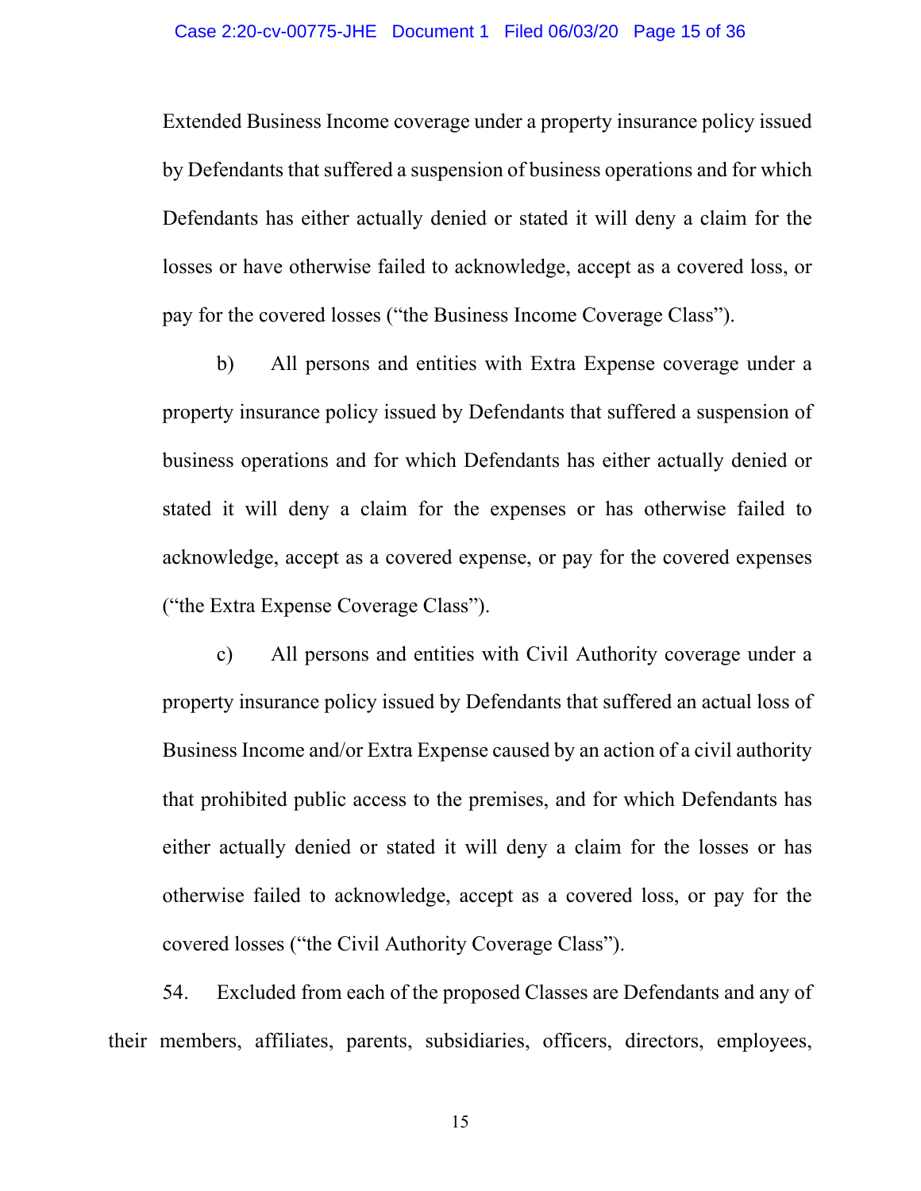Extended Business Income coverage under a property insurance policy issued by Defendants that suffered a suspension of business operations and for which Defendants has either actually denied or stated it will deny a claim for the losses or have otherwise failed to acknowledge, accept as a covered loss, or pay for the covered losses ("the Business Income Coverage Class").

b) All persons and entities with Extra Expense coverage under a property insurance policy issued by Defendants that suffered a suspension of business operations and for which Defendants has either actually denied or stated it will deny a claim for the expenses or has otherwise failed to acknowledge, accept as a covered expense, or pay for the covered expenses ("the Extra Expense Coverage Class").

c) All persons and entities with Civil Authority coverage under a property insurance policy issued by Defendants that suffered an actual loss of Business Income and/or Extra Expense caused by an action of a civil authority that prohibited public access to the premises, and for which Defendants has either actually denied or stated it will deny a claim for the losses or has otherwise failed to acknowledge, accept as a covered loss, or pay for the covered losses ("the Civil Authority Coverage Class").

54. Excluded from each of the proposed Classes are Defendants and any of their members, affiliates, parents, subsidiaries, officers, directors, employees,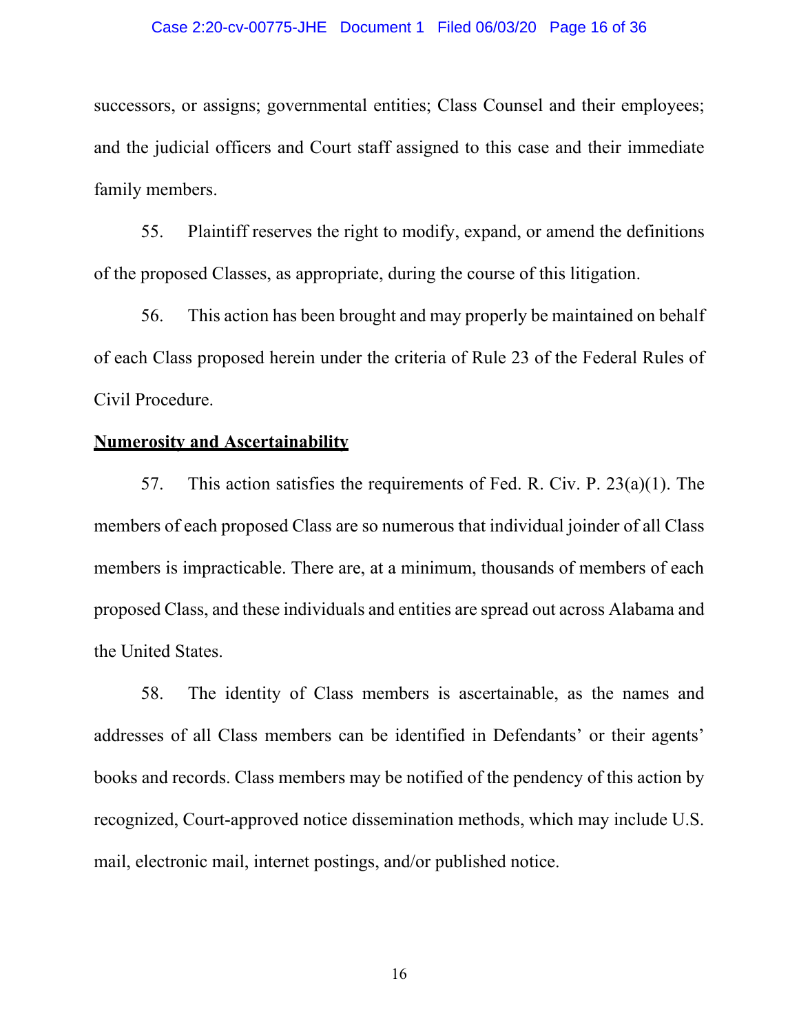successors, or assigns; governmental entities; Class Counsel and their employees; and the judicial officers and Court staff assigned to this case and their immediate family members.

55. Plaintiff reserves the right to modify, expand, or amend the definitions of the proposed Classes, as appropriate, during the course of this litigation.

56. This action has been brought and may properly be maintained on behalf of each Class proposed herein under the criteria of Rule 23 of the Federal Rules of Civil Procedure.

**Numerosity and Ascertainability**

57. This action satisfies the requirements of Fed. R. Civ. P. 23(a)(1). The members of each proposed Class are so numerous that individual joinder of all Class members is impracticable. There are, at a minimum, thousands of members of each proposed Class, and these individuals and entities are spread out across Alabama and the United States.

58. The identity of Class members is ascertainable, as the names and addresses of all Class members can be identified in Defendants' or their agents' books and records. Class members may be notified of the pendency of this action by recognized, Court-approved notice dissemination methods, which may include U.S. mail, electronic mail, internet postings, and/or published notice.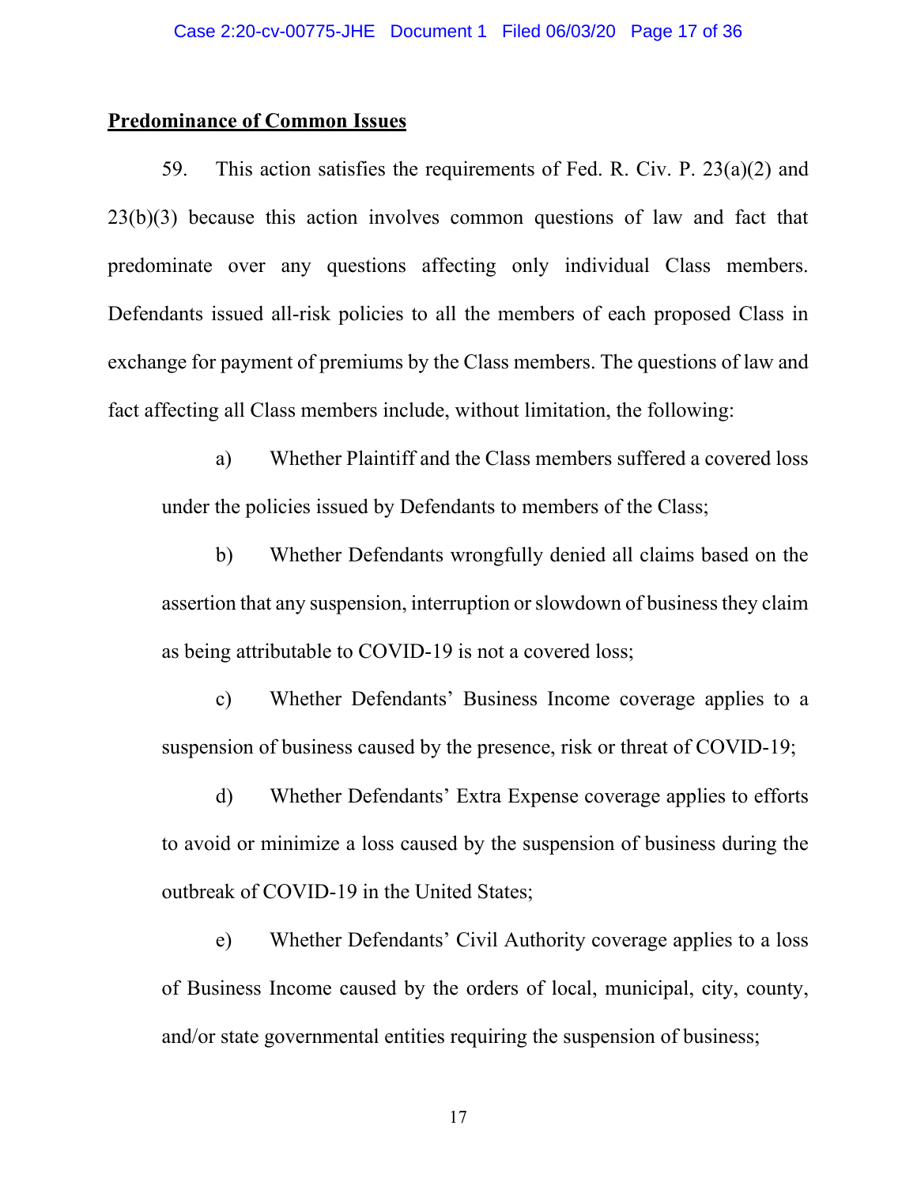**Predominance of Common Issues**

59. This action satisfies the requirements of Fed. R. Civ. P. 23(a)(2) and 23(b)(3) because this action involves common questions of law and fact that predominate over any questions affecting only individual Class members. Defendants issued all-risk policies to all the members of each proposed Class in exchange for payment of premiums by the Class members. The questions of law and fact affecting all Class members include, without limitation, the following:

a) Whether Plaintiff and the Class members suffered a covered loss under the policies issued by Defendants to members of the Class;

b) Whether Defendants wrongfully denied all claims based on the assertion that any suspension, interruption or slowdown of business they claim as being attributable to COVID-19 is not a covered loss;

c) Whether Defendants' Business Income coverage applies to a suspension of business caused by the presence, risk or threat of COVID-19;

d) Whether Defendants' Extra Expense coverage applies to efforts to avoid or minimize a loss caused by the suspension of business during the outbreak of COVID-19 in the United States;

e) Whether Defendants' Civil Authority coverage applies to a loss of Business Income caused by the orders of local, municipal, city, county, and/or state governmental entities requiring the suspension of business;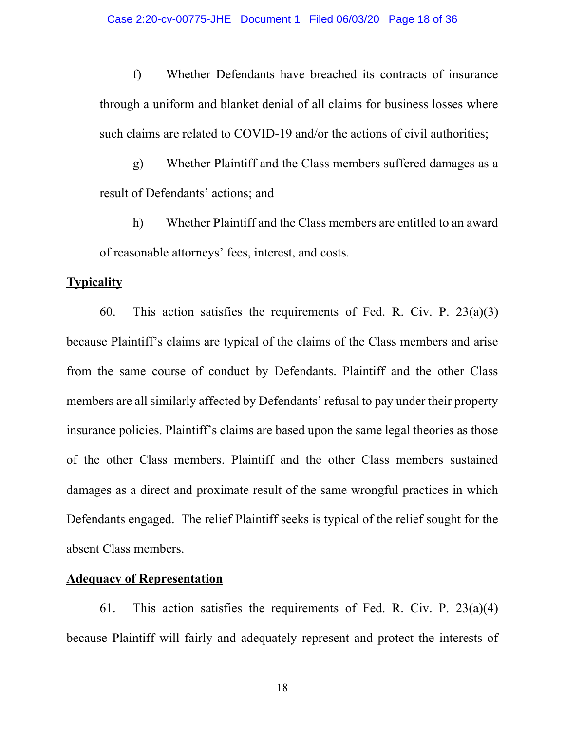f) Whether Defendants have breached its contracts of insurance through a uniform and blanket denial of all claims for business losses where such claims are related to COVID-19 and/or the actions of civil authorities;

g) Whether Plaintiff and the Class members suffered damages as a result of Defendants' actions; and

h) Whether Plaintiff and the Class members are entitled to an award of reasonable attorneys' fees, interest, and costs.

**<u>Typicality</u>**

60. This action satisfies the requirements of Fed. R. Civ. P. 23(a)(3) because Plaintiff's claims are typical of the claims of the Class members and arise from the same course of conduct by Defendants. Plaintiff and the other Class members are all similarly affected by Defendants' refusal to pay under their property insurance policies. Plaintiff's claims are based upon the same legal theories as those of the other Class members. Plaintiff and the other Class members sustained damages as a direct and proximate result of the same wrongful practices in which Defendants engaged. The relief Plaintiff seeks is typical of the relief sought for the absent Class members.

**<u>Adequacy of Representation</u>**

61. This action satisfies the requirements of Fed. R. Civ. P. 23(a)(4) because Plaintiff will fairly and adequately represent and protect the interests of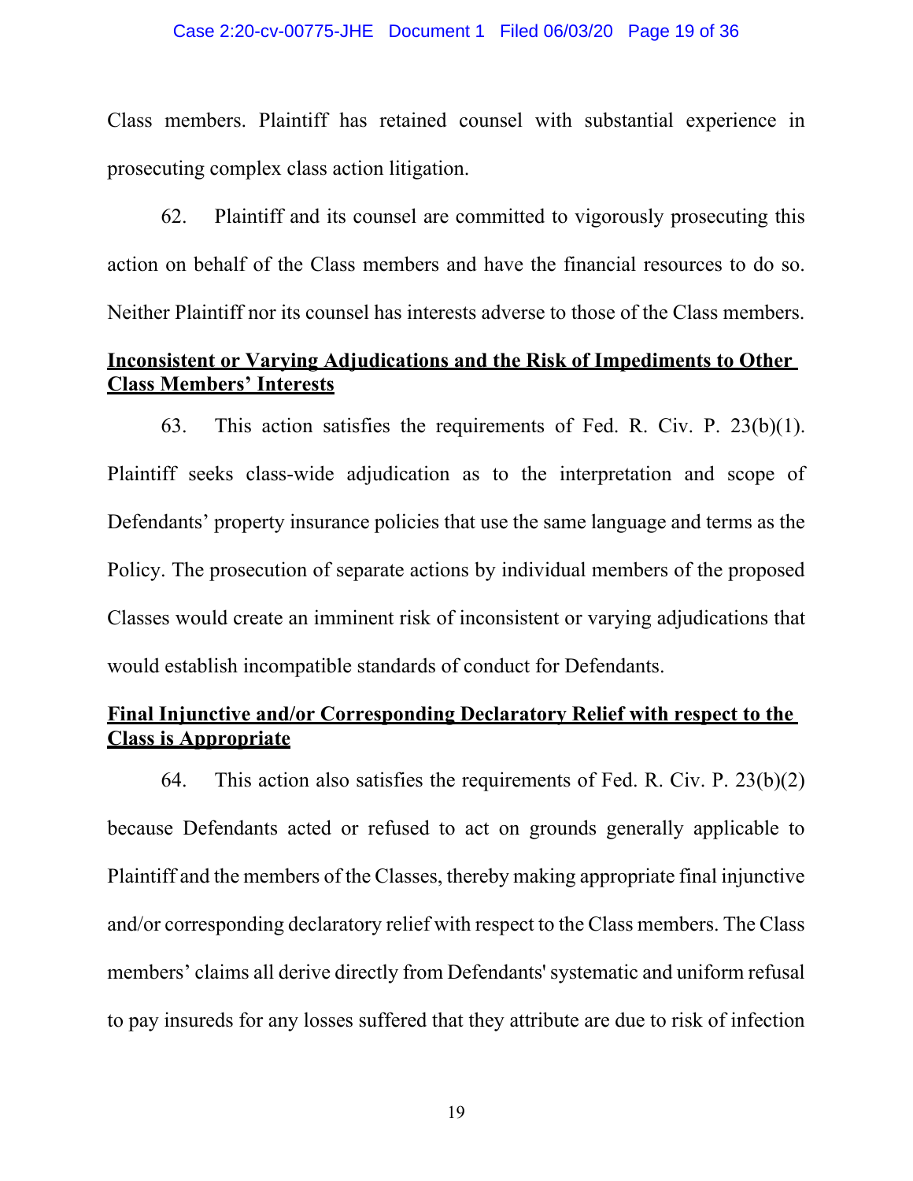Class members. Plaintiff has retained counsel with substantial experience in prosecuting complex class action litigation.

62. Plaintiff and its counsel are committed to vigorously prosecuting this action on behalf of the Class members and have the financial resources to do so. Neither Plaintiff nor its counsel has interests adverse to those of the Class members.

**Inconsistent or Varying Adjudications and the Risk of Impediments to Other Class Members' Interests**

63. This action satisfies the requirements of Fed. R. Civ. P. 23(b)(1). Plaintiff seeks class-wide adjudication as to the interpretation and scope of Defendants' property insurance policies that use the same language and terms as the Policy. The prosecution of separate actions by individual members of the proposed Classes would create an imminent risk of inconsistent or varying adjudications that would establish incompatible standards of conduct for Defendants.

**Final Injunctive and/or Corresponding Declaratory Relief with respect to the Class is Appropriate**

64. This action also satisfies the requirements of Fed. R. Civ. P. 23(b)(2) because Defendants acted or refused to act on grounds generally applicable to Plaintiff and the members of the Classes, thereby making appropriate final injunctive and/or corresponding declaratory relief with respect to the Class members. The Class members' claims all derive directly from Defendants' systematic and uniform refusal to pay insureds for any losses suffered that they attribute are due to risk of infection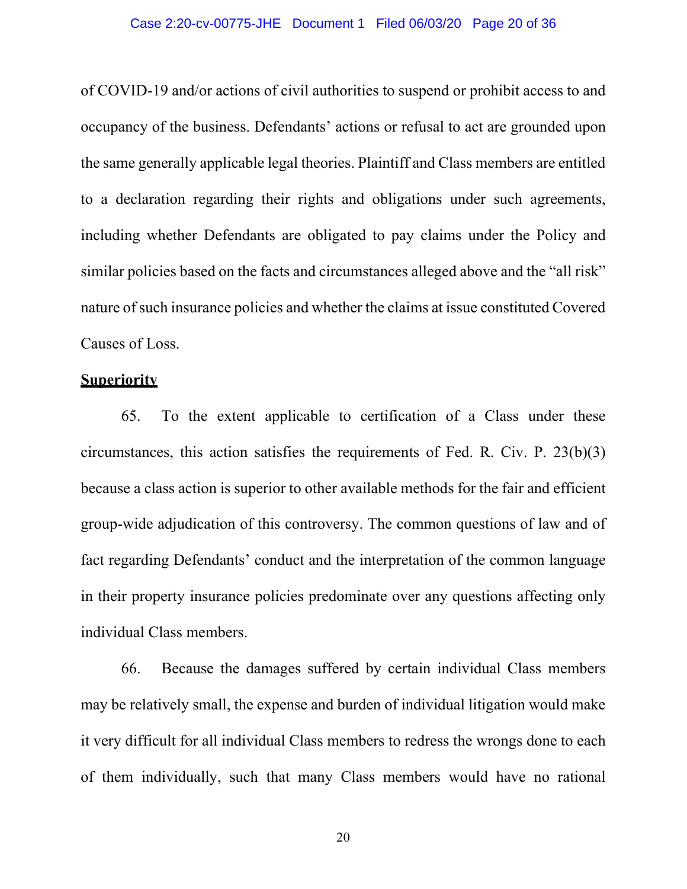of COVID-19 and/or actions of civil authorities to suspend or prohibit access to and occupancy of the business. Defendants' actions or refusal to act are grounded upon the same generally applicable legal theories. Plaintiff and Class members are entitled to a declaration regarding their rights and obligations under such agreements, including whether Defendants are obligated to pay claims under the Policy and similar policies based on the facts and circumstances alleged above and the "all risk" nature of such insurance policies and whether the claims at issue constituted Covered Causes of Loss.

**Superiority**

65. To the extent applicable to certification of a Class under these circumstances, this action satisfies the requirements of Fed. R. Civ. P. 23(b)(3) because a class action is superior to other available methods for the fair and efficient group-wide adjudication of this controversy. The common questions of law and of fact regarding Defendants' conduct and the interpretation of the common language in their property insurance policies predominate over any questions affecting only individual Class members.

66. Because the damages suffered by certain individual Class members may be relatively small, the expense and burden of individual litigation would make it very difficult for all individual Class members to redress the wrongs done to each of them individually, such that many Class members would have no rational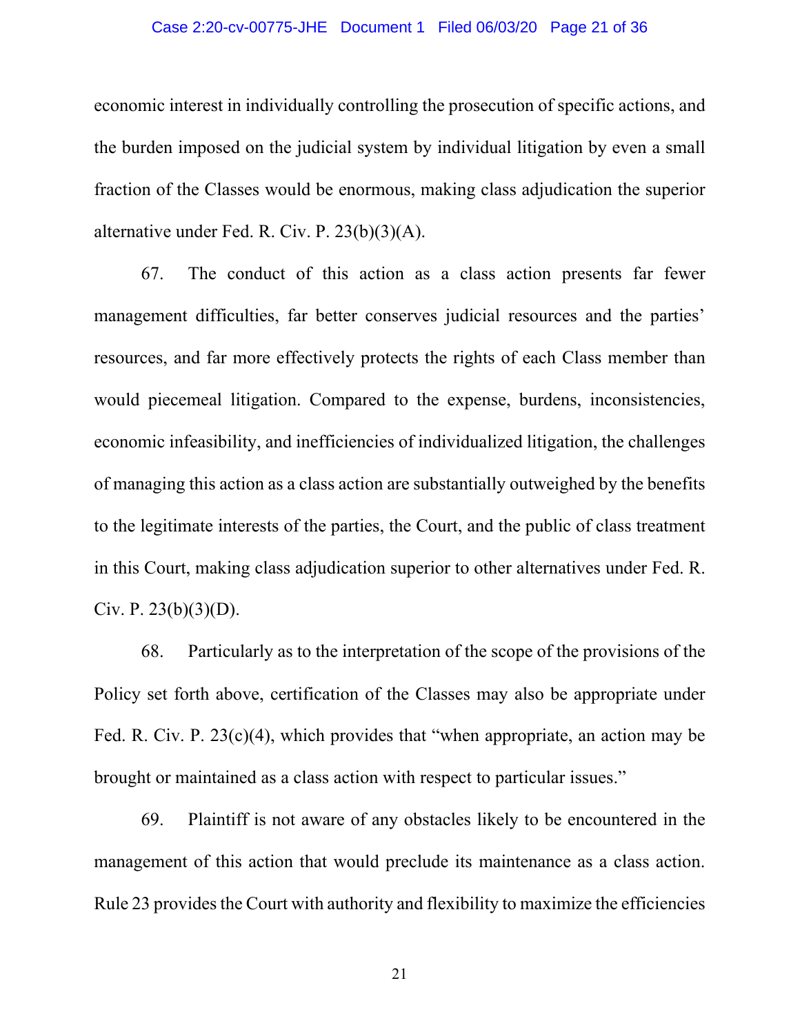economic interest in individually controlling the prosecution of specific actions, and the burden imposed on the judicial system by individual litigation by even a small fraction of the Classes would be enormous, making class adjudication the superior alternative under Fed. R. Civ. P. 23(b)(3)(A).

67. The conduct of this action as a class action presents far fewer management difficulties, far better conserves judicial resources and the parties' resources, and far more effectively protects the rights of each Class member than would piecemeal litigation. Compared to the expense, burdens, inconsistencies, economic infeasibility, and inefficiencies of individualized litigation, the challenges of managing this action as a class action are substantially outweighed by the benefits to the legitimate interests of the parties, the Court, and the public of class treatment in this Court, making class adjudication superior to other alternatives under Fed. R. Civ. P. 23(b)(3)(D).

68. Particularly as to the interpretation of the scope of the provisions of the Policy set forth above, certification of the Classes may also be appropriate under Fed. R. Civ. P. 23(c)(4), which provides that "when appropriate, an action may be brought or maintained as a class action with respect to particular issues."

69. Plaintiff is not aware of any obstacles likely to be encountered in the management of this action that would preclude its maintenance as a class action. Rule 23 provides the Court with authority and flexibility to maximize the efficiencies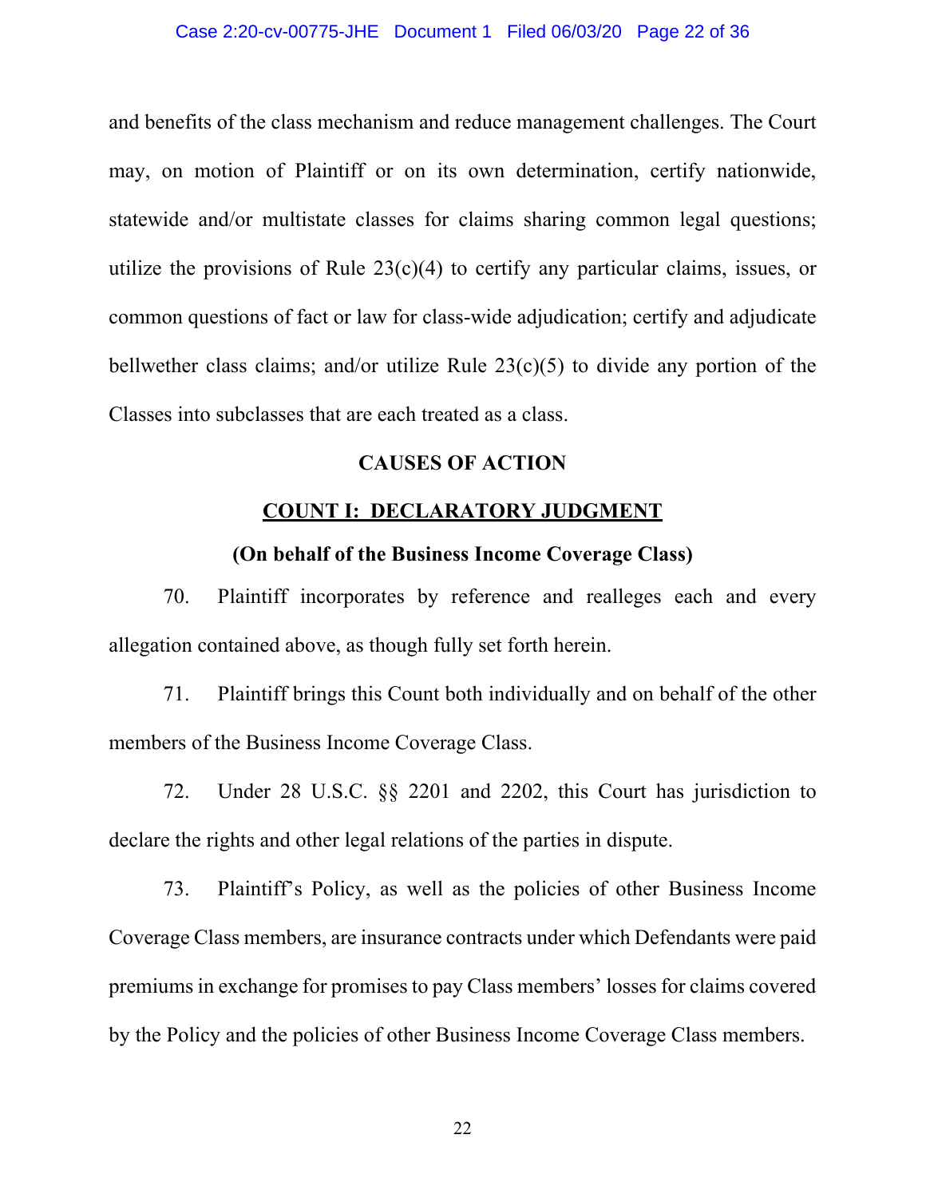and benefits of the class mechanism and reduce management challenges. The Court may, on motion of Plaintiff or on its own determination, certify nationwide, statewide and/or multistate classes for claims sharing common legal questions; utilize the provisions of Rule 23(c)(4) to certify any particular claims, issues, or common questions of fact or law for class-wide adjudication; certify and adjudicate bellwether class claims; and/or utilize Rule 23(c)(5) to divide any portion of the Classes into subclasses that are each treated as a class.

## CAUSES OF ACTION

### COUNT I: DECLARATORY JUDGMENT

**(On behalf of the Business Income Coverage Class)**

70. Plaintiff incorporates by reference and realleges each and every allegation contained above, as though fully set forth herein.

71. Plaintiff brings this Count both individually and on behalf of the other members of the Business Income Coverage Class.

72. Under 28 U.S.C. §§ 2201 and 2202, this Court has jurisdiction to declare the rights and other legal relations of the parties in dispute.

73. Plaintiff's Policy, as well as the policies of other Business Income Coverage Class members, are insurance contracts under which Defendants were paid premiums in exchange for promises to pay Class members' losses for claims covered by the Policy and the policies of other Business Income Coverage Class members.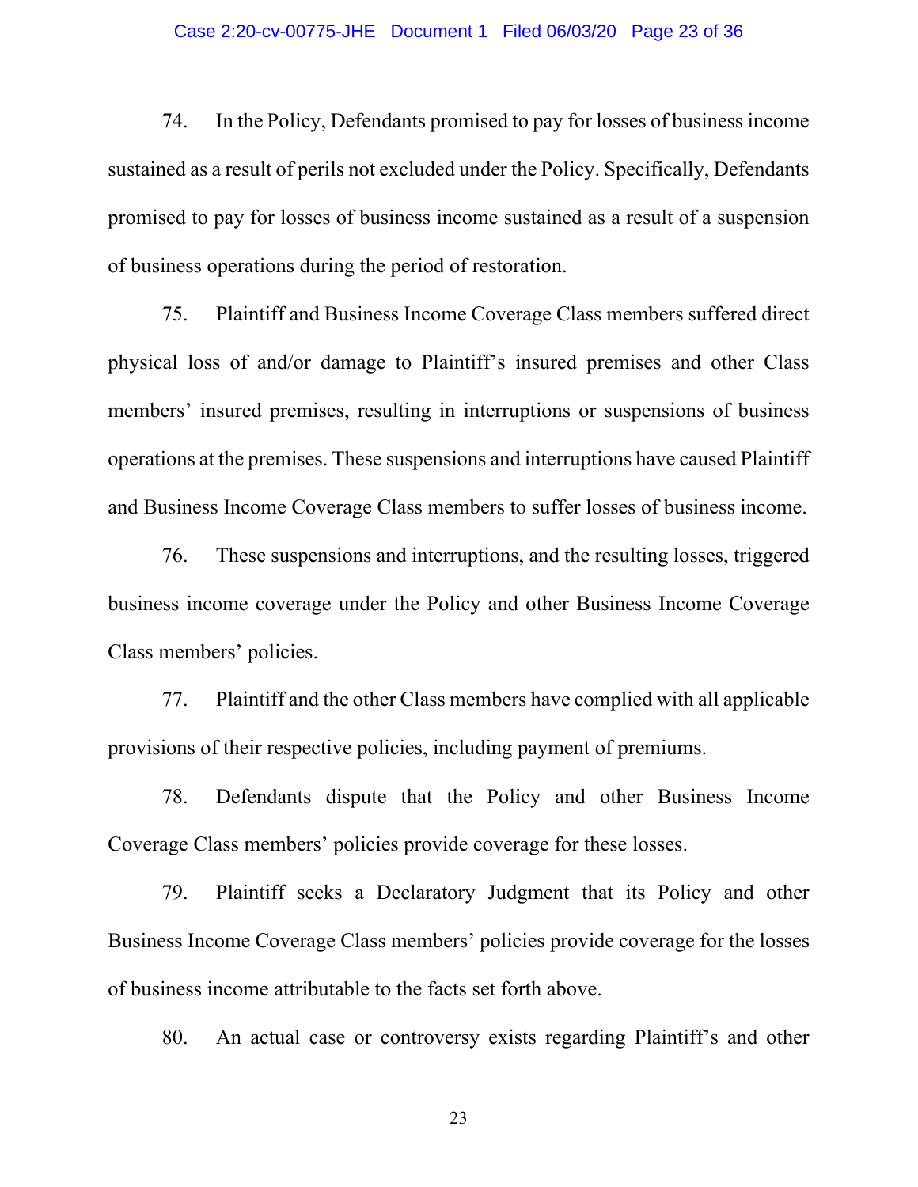74. In the Policy, Defendants promised to pay for losses of business income sustained as a result of perils not excluded under the Policy. Specifically, Defendants promised to pay for losses of business income sustained as a result of a suspension of business operations during the period of restoration.

75. Plaintiff and Business Income Coverage Class members suffered direct physical loss of and/or damage to Plaintiff's insured premises and other Class members' insured premises, resulting in interruptions or suspensions of business operations at the premises. These suspensions and interruptions have caused Plaintiff and Business Income Coverage Class members to suffer losses of business income.

76. These suspensions and interruptions, and the resulting losses, triggered business income coverage under the Policy and other Business Income Coverage Class members' policies.

77. Plaintiff and the other Class members have complied with all applicable provisions of their respective policies, including payment of premiums.

78. Defendants dispute that the Policy and other Business Income Coverage Class members' policies provide coverage for these losses.

79. Plaintiff seeks a Declaratory Judgment that its Policy and other Business Income Coverage Class members' policies provide coverage for the losses of business income attributable to the facts set forth above.

80. An actual case or controversy exists regarding Plaintiff's and other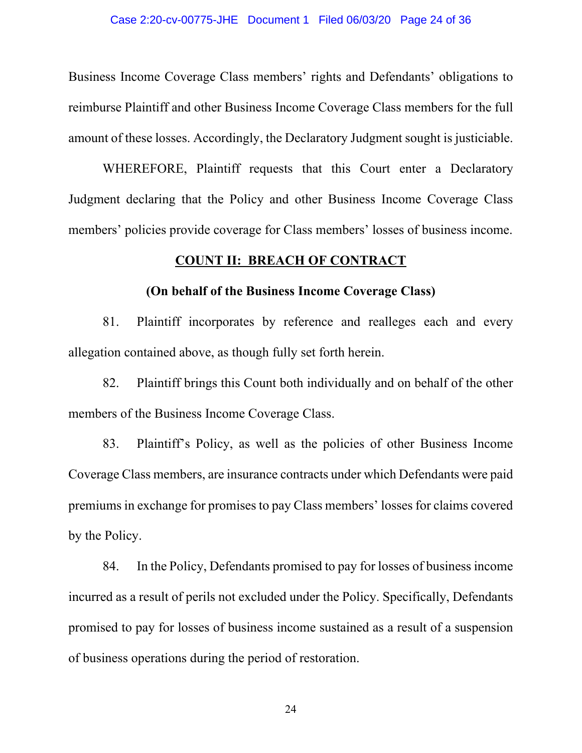Business Income Coverage Class members' rights and Defendants' obligations to reimburse Plaintiff and other Business Income Coverage Class members for the full amount of these losses. Accordingly, the Declaratory Judgment sought is justiciable.

WHEREFORE, Plaintiff requests that this Court enter a Declaratory Judgment declaring that the Policy and other Business Income Coverage Class members' policies provide coverage for Class members' losses of business income.

## COUNT II: BREACH OF CONTRACT

**(On behalf of the Business Income Coverage Class)**

81. Plaintiff incorporates by reference and realleges each and every allegation contained above, as though fully set forth herein.

82. Plaintiff brings this Count both individually and on behalf of the other members of the Business Income Coverage Class.

83. Plaintiff's Policy, as well as the policies of other Business Income Coverage Class members, are insurance contracts under which Defendants were paid premiums in exchange for promises to pay Class members' losses for claims covered by the Policy.

84. In the Policy, Defendants promised to pay for losses of business income incurred as a result of perils not excluded under the Policy. Specifically, Defendants promised to pay for losses of business income sustained as a result of a suspension of business operations during the period of restoration.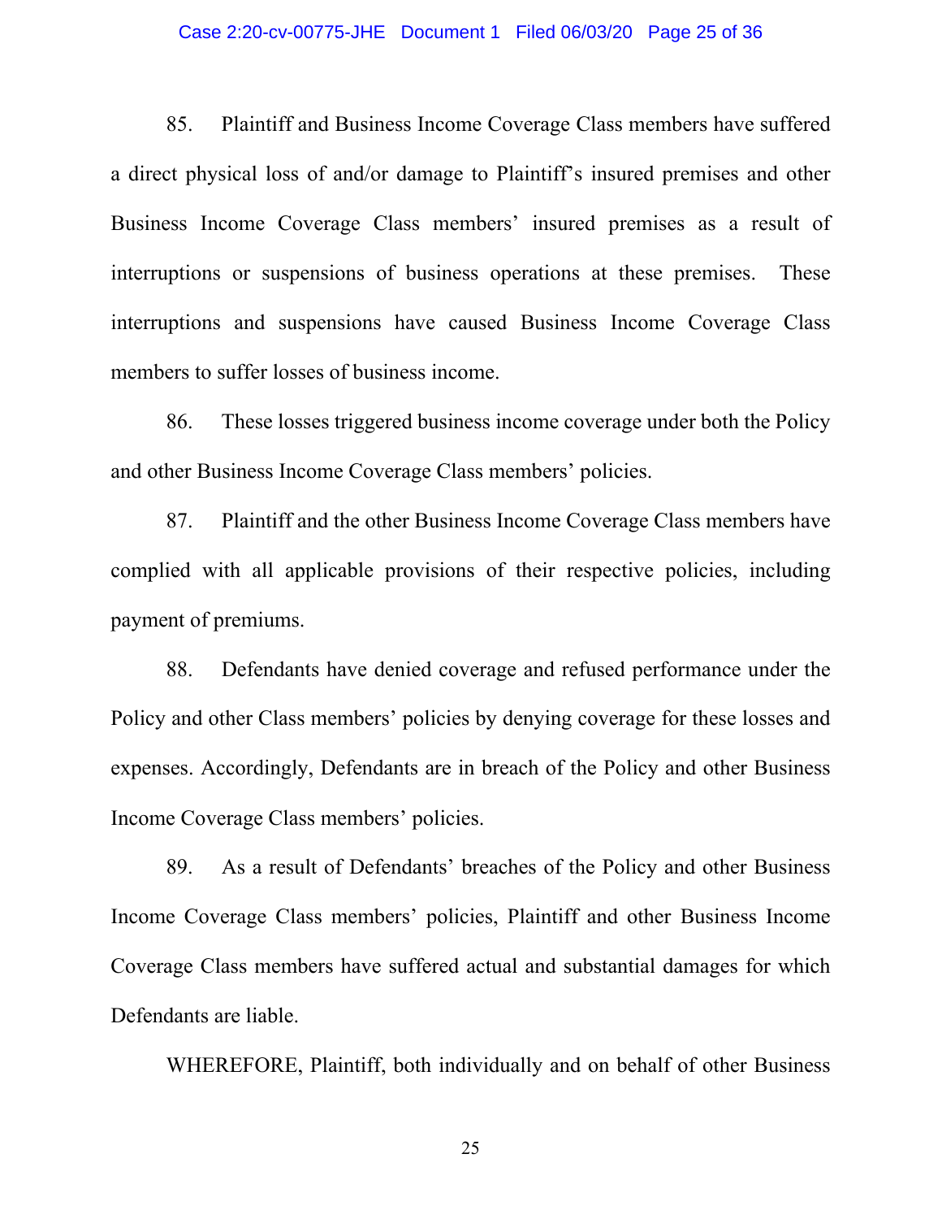85. Plaintiff and Business Income Coverage Class members have suffered a direct physical loss of and/or damage to Plaintiff's insured premises and other Business Income Coverage Class members' insured premises as a result of interruptions or suspensions of business operations at these premises. These interruptions and suspensions have caused Business Income Coverage Class members to suffer losses of business income.

86. These losses triggered business income coverage under both the Policy and other Business Income Coverage Class members' policies.

87. Plaintiff and the other Business Income Coverage Class members have complied with all applicable provisions of their respective policies, including payment of premiums.

88. Defendants have denied coverage and refused performance under the Policy and other Class members' policies by denying coverage for these losses and expenses. Accordingly, Defendants are in breach of the Policy and other Business Income Coverage Class members' policies.

89. As a result of Defendants' breaches of the Policy and other Business Income Coverage Class members' policies, Plaintiff and other Business Income Coverage Class members have suffered actual and substantial damages for which Defendants are liable.

WHEREFORE, Plaintiff, both individually and on behalf of other Business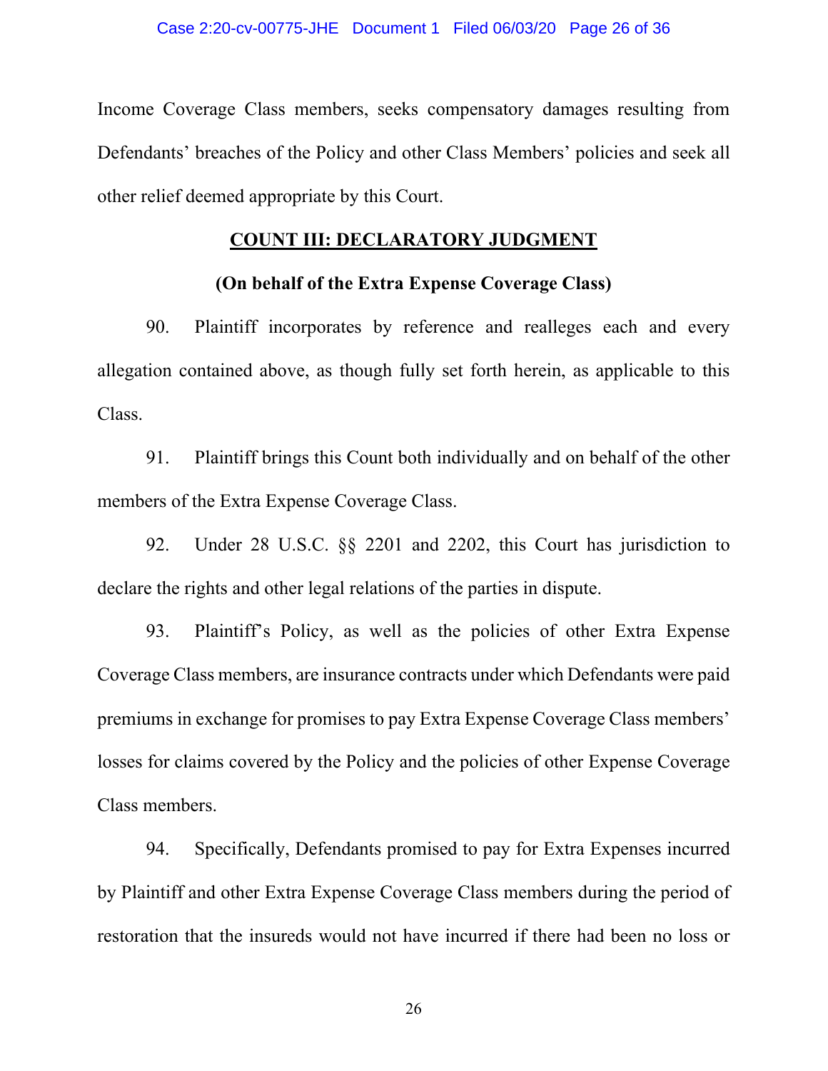Income Coverage Class members, seeks compensatory damages resulting from Defendants' breaches of the Policy and other Class Members' policies and seek all other relief deemed appropriate by this Court.

**COUNT III: DECLARATORY JUDGMENT**

**(On behalf of the Extra Expense Coverage Class)**

90. Plaintiff incorporates by reference and realleges each and every allegation contained above, as though fully set forth herein, as applicable to this Class.

91. Plaintiff brings this Count both individually and on behalf of the other members of the Extra Expense Coverage Class.

92. Under 28 U.S.C. §§ 2201 and 2202, this Court has jurisdiction to declare the rights and other legal relations of the parties in dispute.

93. Plaintiff's Policy, as well as the policies of other Extra Expense Coverage Class members, are insurance contracts under which Defendants were paid premiums in exchange for promises to pay Extra Expense Coverage Class members' losses for claims covered by the Policy and the policies of other Expense Coverage Class members.

94. Specifically, Defendants promised to pay for Extra Expenses incurred by Plaintiff and other Extra Expense Coverage Class members during the period of restoration that the insureds would not have incurred if there had been no loss or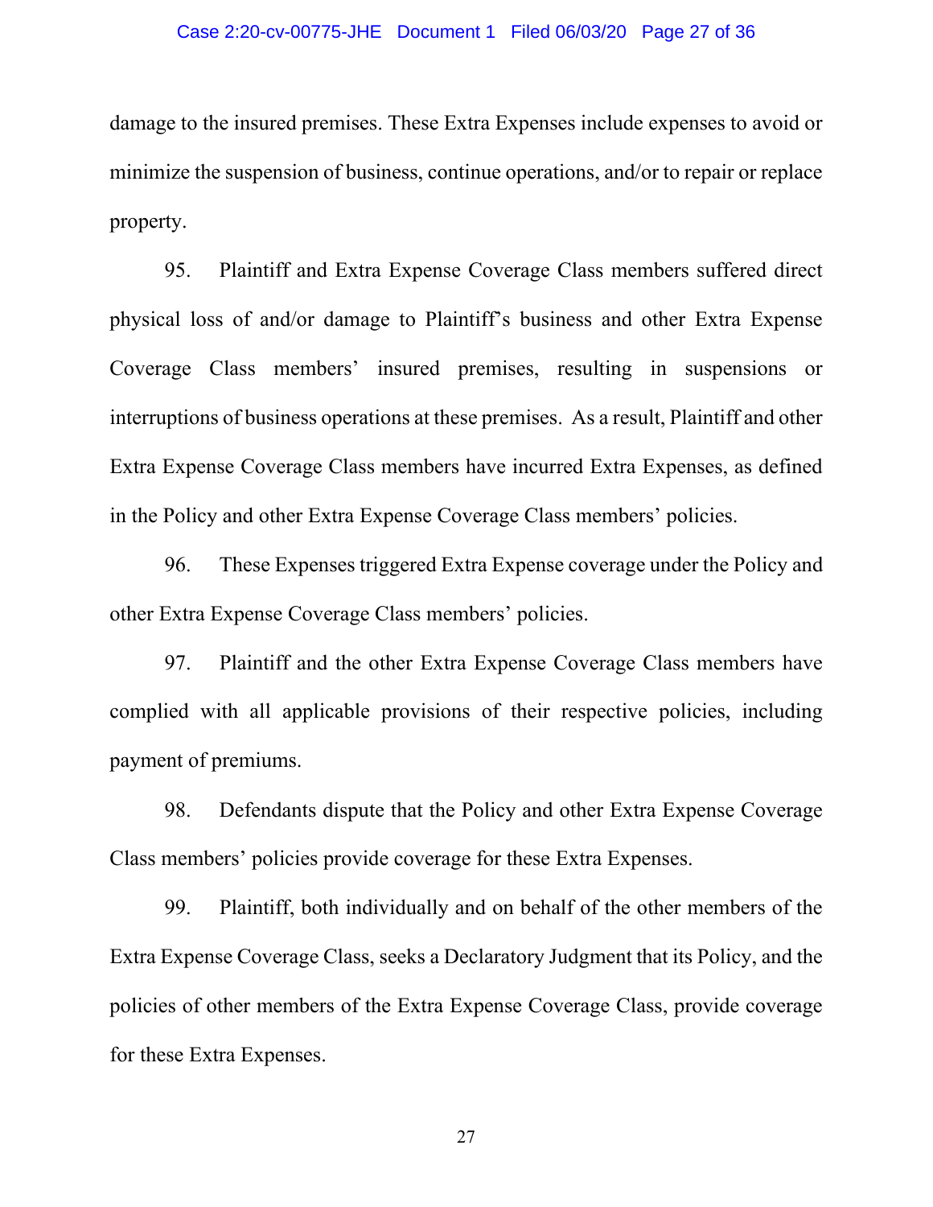damage to the insured premises. These Extra Expenses include expenses to avoid or minimize the suspension of business, continue operations, and/or to repair or replace property.

95. Plaintiff and Extra Expense Coverage Class members suffered direct physical loss of and/or damage to Plaintiff's business and other Extra Expense Coverage Class members' insured premises, resulting in suspensions or interruptions of business operations at these premises. As a result, Plaintiff and other Extra Expense Coverage Class members have incurred Extra Expenses, as defined in the Policy and other Extra Expense Coverage Class members' policies.

96. These Expenses triggered Extra Expense coverage under the Policy and other Extra Expense Coverage Class members' policies.

97. Plaintiff and the other Extra Expense Coverage Class members have complied with all applicable provisions of their respective policies, including payment of premiums.

98. Defendants dispute that the Policy and other Extra Expense Coverage Class members' policies provide coverage for these Extra Expenses.

99. Plaintiff, both individually and on behalf of the other members of the Extra Expense Coverage Class, seeks a Declaratory Judgment that its Policy, and the policies of other members of the Extra Expense Coverage Class, provide coverage for these Extra Expenses.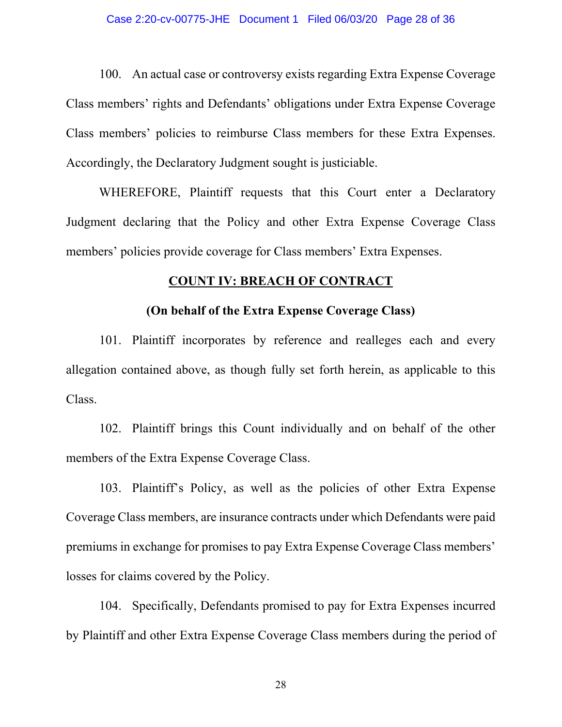100. An actual case or controversy exists regarding Extra Expense Coverage Class members' rights and Defendants' obligations under Extra Expense Coverage Class members' policies to reimburse Class members for these Extra Expenses. Accordingly, the Declaratory Judgment sought is justiciable.

WHEREFORE, Plaintiff requests that this Court enter a Declaratory Judgment declaring that the Policy and other Extra Expense Coverage Class members' policies provide coverage for Class members' Extra Expenses.

## COUNT IV: BREACH OF CONTRACT

### (On behalf of the Extra Expense Coverage Class)

101. Plaintiff incorporates by reference and realleges each and every allegation contained above, as though fully set forth herein, as applicable to this Class.

102. Plaintiff brings this Count individually and on behalf of the other members of the Extra Expense Coverage Class.

103. Plaintiff's Policy, as well as the policies of other Extra Expense Coverage Class members, are insurance contracts under which Defendants were paid premiums in exchange for promises to pay Extra Expense Coverage Class members' losses for claims covered by the Policy.

104. Specifically, Defendants promised to pay for Extra Expenses incurred by Plaintiff and other Extra Expense Coverage Class members during the period of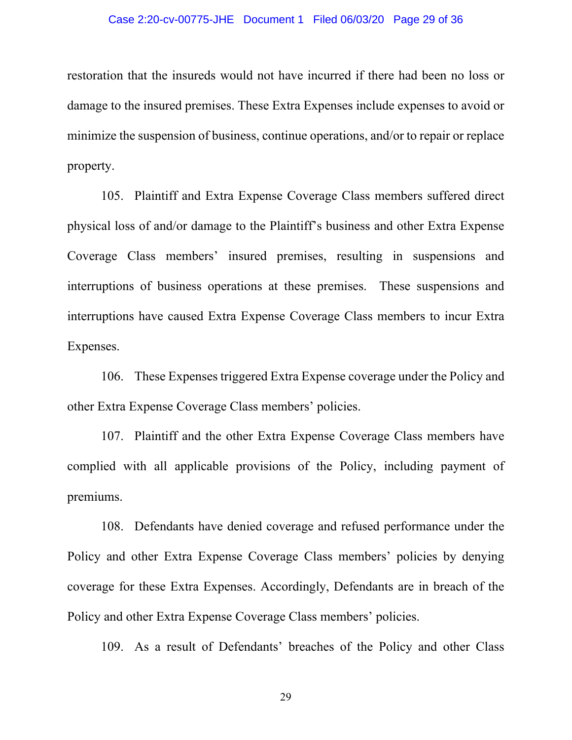restoration that the insureds would not have incurred if there had been no loss or damage to the insured premises. These Extra Expenses include expenses to avoid or minimize the suspension of business, continue operations, and/or to repair or replace property.

105. Plaintiff and Extra Expense Coverage Class members suffered direct physical loss of and/or damage to the Plaintiff's business and other Extra Expense Coverage Class members' insured premises, resulting in suspensions and interruptions of business operations at these premises. These suspensions and interruptions have caused Extra Expense Coverage Class members to incur Extra Expenses.

106. These Expenses triggered Extra Expense coverage under the Policy and other Extra Expense Coverage Class members' policies.

107. Plaintiff and the other Extra Expense Coverage Class members have complied with all applicable provisions of the Policy, including payment of premiums.

108. Defendants have denied coverage and refused performance under the Policy and other Extra Expense Coverage Class members' policies by denying coverage for these Extra Expenses. Accordingly, Defendants are in breach of the Policy and other Extra Expense Coverage Class members' policies.

109. As a result of Defendants' breaches of the Policy and other Class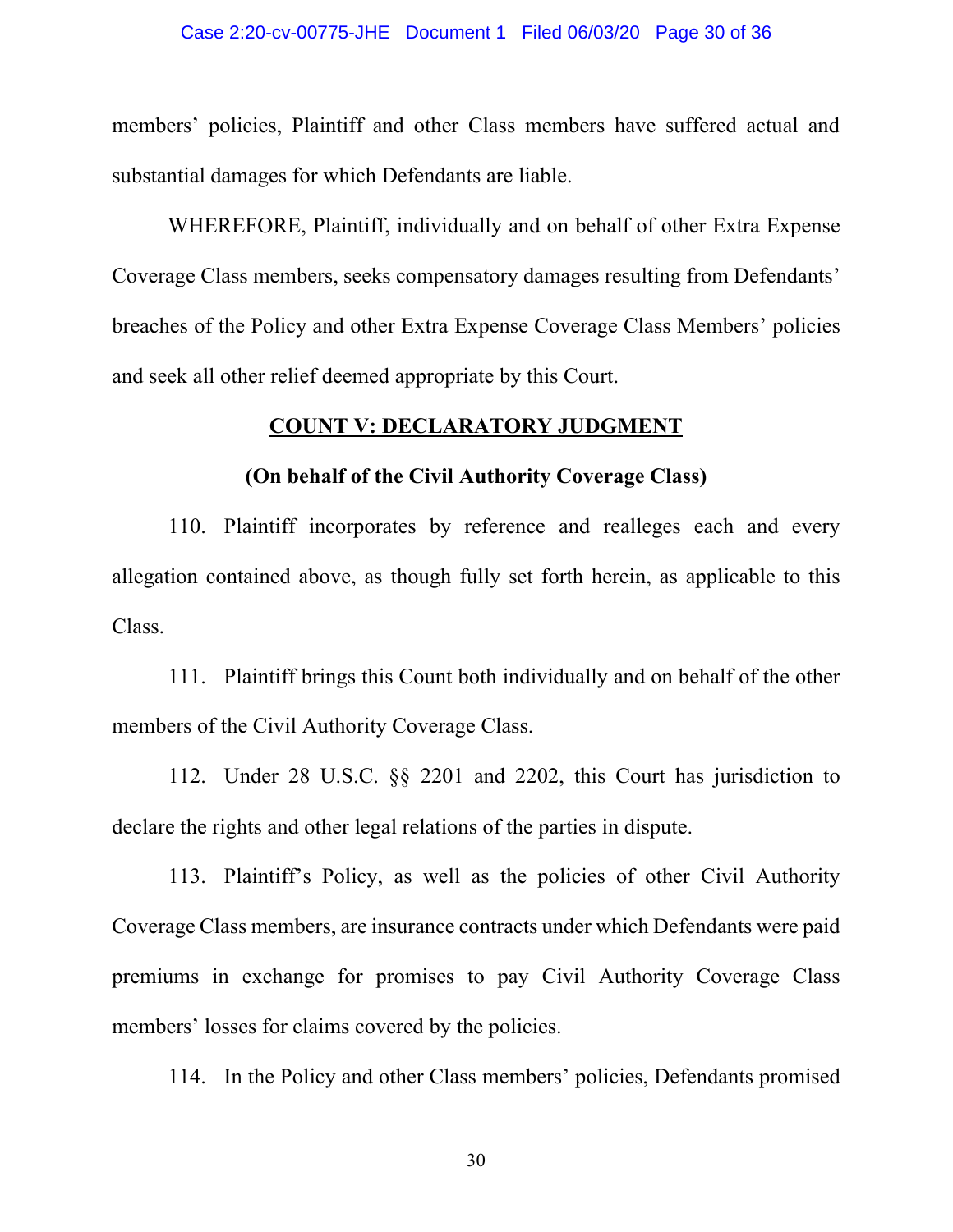members' policies, Plaintiff and other Class members have suffered actual and substantial damages for which Defendants are liable.

WHEREFORE, Plaintiff, individually and on behalf of other Extra Expense Coverage Class members, seeks compensatory damages resulting from Defendants' breaches of the Policy and other Extra Expense Coverage Class Members' policies and seek all other relief deemed appropriate by this Court.

## COUNT V: DECLARATORY JUDGMENT

### (On behalf of the Civil Authority Coverage Class)

110. Plaintiff incorporates by reference and realleges each and every allegation contained above, as though fully set forth herein, as applicable to this Class.

111. Plaintiff brings this Count both individually and on behalf of the other members of the Civil Authority Coverage Class.

112. Under 28 U.S.C. §§ 2201 and 2202, this Court has jurisdiction to declare the rights and other legal relations of the parties in dispute.

113. Plaintiff's Policy, as well as the policies of other Civil Authority Coverage Class members, are insurance contracts under which Defendants were paid premiums in exchange for promises to pay Civil Authority Coverage Class members' losses for claims covered by the policies.

114. In the Policy and other Class members' policies, Defendants promised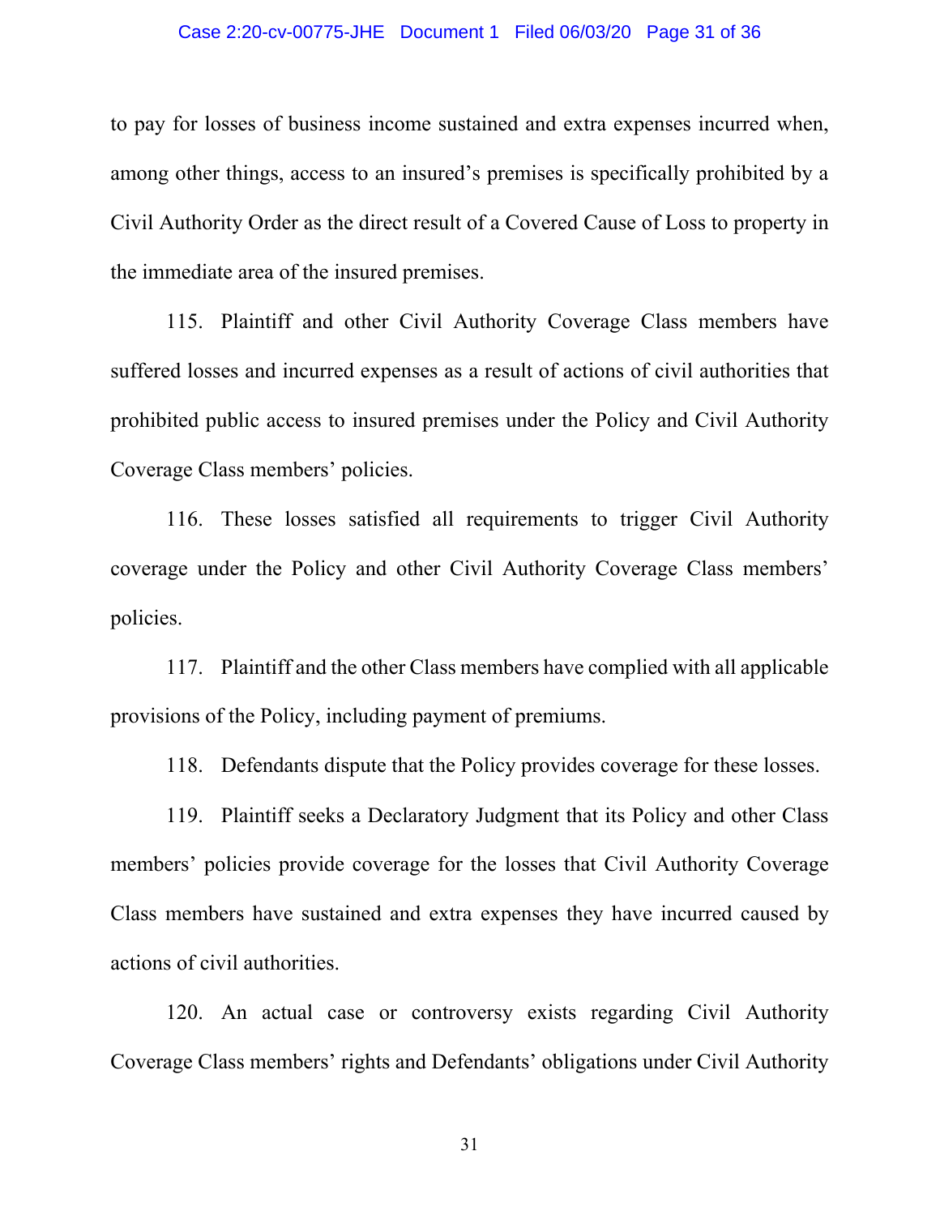to pay for losses of business income sustained and extra expenses incurred when, among other things, access to an insured's premises is specifically prohibited by a Civil Authority Order as the direct result of a Covered Cause of Loss to property in the immediate area of the insured premises.

115. Plaintiff and other Civil Authority Coverage Class members have suffered losses and incurred expenses as a result of actions of civil authorities that prohibited public access to insured premises under the Policy and Civil Authority Coverage Class members' policies.

116. These losses satisfied all requirements to trigger Civil Authority coverage under the Policy and other Civil Authority Coverage Class members' policies.

117. Plaintiff and the other Class members have complied with all applicable provisions of the Policy, including payment of premiums.

118. Defendants dispute that the Policy provides coverage for these losses.

119. Plaintiff seeks a Declaratory Judgment that its Policy and other Class members' policies provide coverage for the losses that Civil Authority Coverage Class members have sustained and extra expenses they have incurred caused by actions of civil authorities.

120. An actual case or controversy exists regarding Civil Authority Coverage Class members' rights and Defendants' obligations under Civil Authority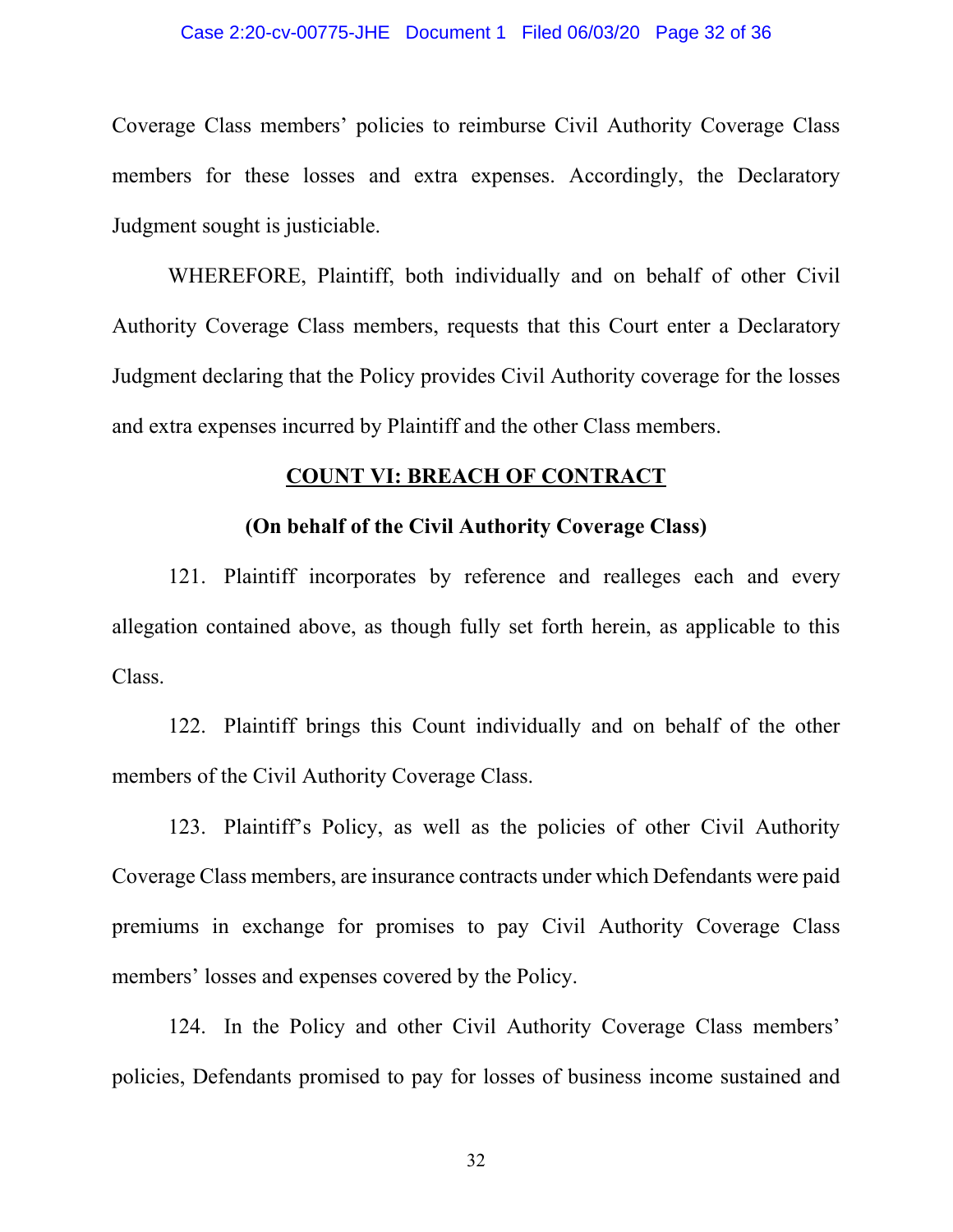Coverage Class members' policies to reimburse Civil Authority Coverage Class members for these losses and extra expenses. Accordingly, the Declaratory Judgment sought is justiciable.

WHEREFORE, Plaintiff, both individually and on behalf of other Civil Authority Coverage Class members, requests that this Court enter a Declaratory Judgment declaring that the Policy provides Civil Authority coverage for the losses and extra expenses incurred by Plaintiff and the other Class members.

**COUNT VI: BREACH OF CONTRACT**

**(On behalf of the Civil Authority Coverage Class)**

121. Plaintiff incorporates by reference and realleges each and every allegation contained above, as though fully set forth herein, as applicable to this Class.

122. Plaintiff brings this Count individually and on behalf of the other members of the Civil Authority Coverage Class.

123. Plaintiff's Policy, as well as the policies of other Civil Authority Coverage Class members, are insurance contracts under which Defendants were paid premiums in exchange for promises to pay Civil Authority Coverage Class members' losses and expenses covered by the Policy.

124. In the Policy and other Civil Authority Coverage Class members' policies, Defendants promised to pay for losses of business income sustained and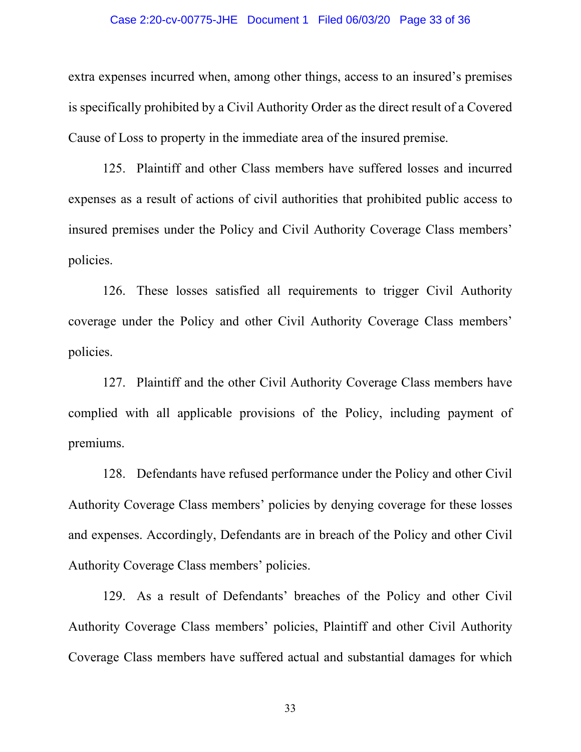extra expenses incurred when, among other things, access to an insured's premises is specifically prohibited by a Civil Authority Order as the direct result of a Covered Cause of Loss to property in the immediate area of the insured premise.

125. Plaintiff and other Class members have suffered losses and incurred expenses as a result of actions of civil authorities that prohibited public access to insured premises under the Policy and Civil Authority Coverage Class members' policies.

126. These losses satisfied all requirements to trigger Civil Authority coverage under the Policy and other Civil Authority Coverage Class members' policies.

127. Plaintiff and the other Civil Authority Coverage Class members have complied with all applicable provisions of the Policy, including payment of premiums.

128. Defendants have refused performance under the Policy and other Civil Authority Coverage Class members' policies by denying coverage for these losses and expenses. Accordingly, Defendants are in breach of the Policy and other Civil Authority Coverage Class members' policies.

129. As a result of Defendants' breaches of the Policy and other Civil Authority Coverage Class members' policies, Plaintiff and other Civil Authority Coverage Class members have suffered actual and substantial damages for which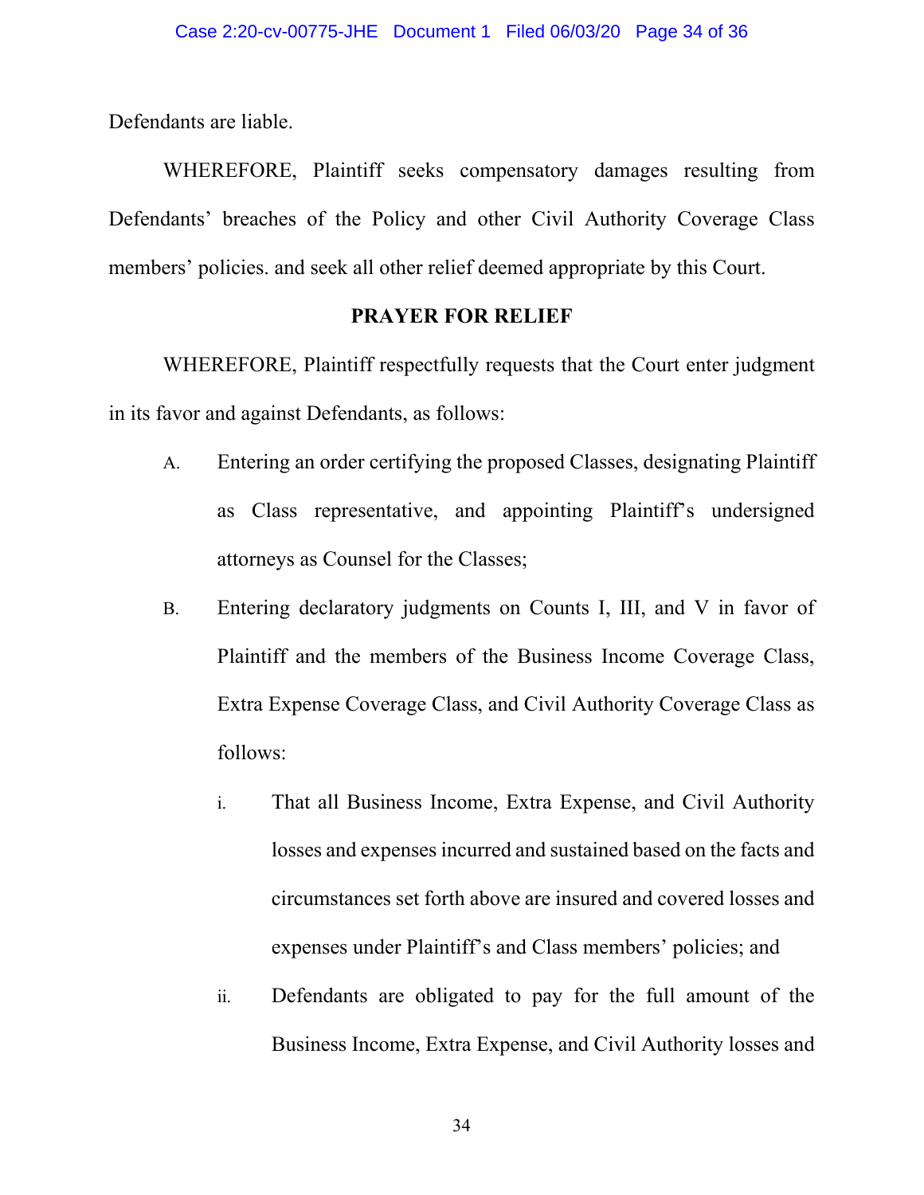Defendants are liable.

WHEREFORE, Plaintiff seeks compensatory damages resulting from Defendants' breaches of the Policy and other Civil Authority Coverage Class members' policies. and seek all other relief deemed appropriate by this Court.

**PRAYER FOR RELIEF**

WHEREFORE, Plaintiff respectfully requests that the Court enter judgment in its favor and against Defendants, as follows:

A. Entering an order certifying the proposed Classes, designating Plaintiff as Class representative, and appointing Plaintiff's undersigned attorneys as Counsel for the Classes;

B. Entering declaratory judgments on Counts I, III, and V in favor of Plaintiff and the members of the Business Income Coverage Class, Extra Expense Coverage Class, and Civil Authority Coverage Class as follows:

   i. That all Business Income, Extra Expense, and Civil Authority losses and expenses incurred and sustained based on the facts and circumstances set forth above are insured and covered losses and expenses under Plaintiff's and Class members' policies; and

   ii. Defendants are obligated to pay for the full amount of the Business Income, Extra Expense, and Civil Authority losses and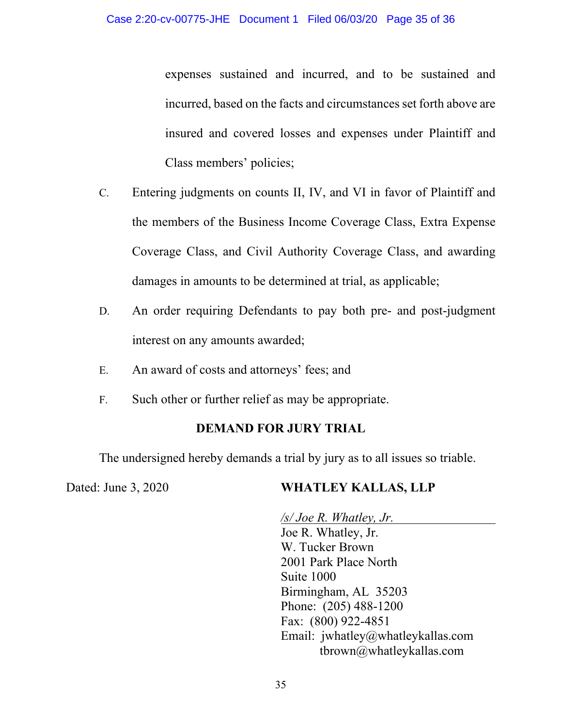expenses sustained and incurred, and to be sustained and incurred, based on the facts and circumstances set forth above are insured and covered losses and expenses under Plaintiff and Class members' policies;

C. Entering judgments on counts II, IV, and VI in favor of Plaintiff and the members of the Business Income Coverage Class, Extra Expense Coverage Class, and Civil Authority Coverage Class, and awarding damages in amounts to be determined at trial, as applicable;

D. An order requiring Defendants to pay both pre- and post-judgment interest on any amounts awarded;

E. An award of costs and attorneys' fees; and

F. Such other or further relief as may be appropriate.

**DEMAND FOR JURY TRIAL**

The undersigned hereby demands a trial by jury as to all issues so triable.

Dated: June 3, 2020

**WHATLEY KALLAS, LLP**

*/s/ Joe R. Whatley, Jr.*
Joe R. Whatley, Jr.
W. Tucker Brown
2001 Park Place North
Suite 1000
Birmingham, AL 35203
Phone: (205) 488-1200
Fax: (800) 922-4851
Email: jwhatley@whatleykallas.com
tbrown@whatleykallas.com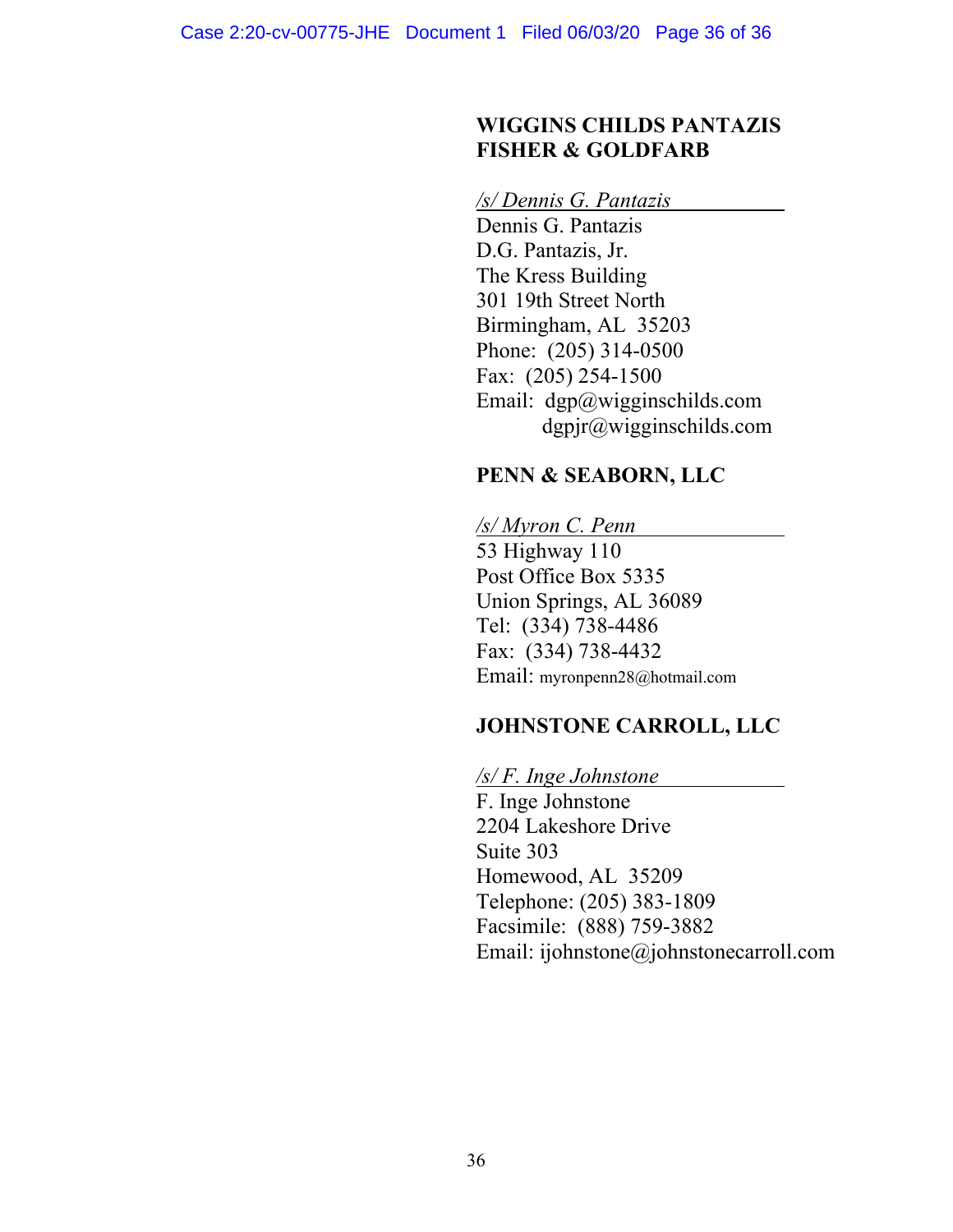**WIGGINS CHILDS PANTAZIS FISHER & GOLDFARB**

*/s/ Dennis G. Pantazis*
Dennis G. Pantazis
D.G. Pantazis, Jr.
The Kress Building
301 19th Street North
Birmingham, AL 35203
Phone: (205) 314-0500
Fax: (205) 254-1500
Email: dgp@wigginschilds.com
dgpjr@wigginschilds.com

**PENN & SEABORN, LLC**

*/s/ Myron C. Penn*
53 Highway 110
Post Office Box 5335
Union Springs, AL 36089
Tel: (334) 738-4486
Fax: (334) 738-4432
Email: myronpenn28@hotmail.com

**JOHNSTONE CARROLL, LLC**

*/s/ F. Inge Johnstone*
F. Inge Johnstone
2204 Lakeshore Drive
Suite 303
Homewood, AL 35209
Telephone: (205) 383-1809
Facsimile: (888) 759-3882
Email: ijohnstone@johnstonecarroll.com